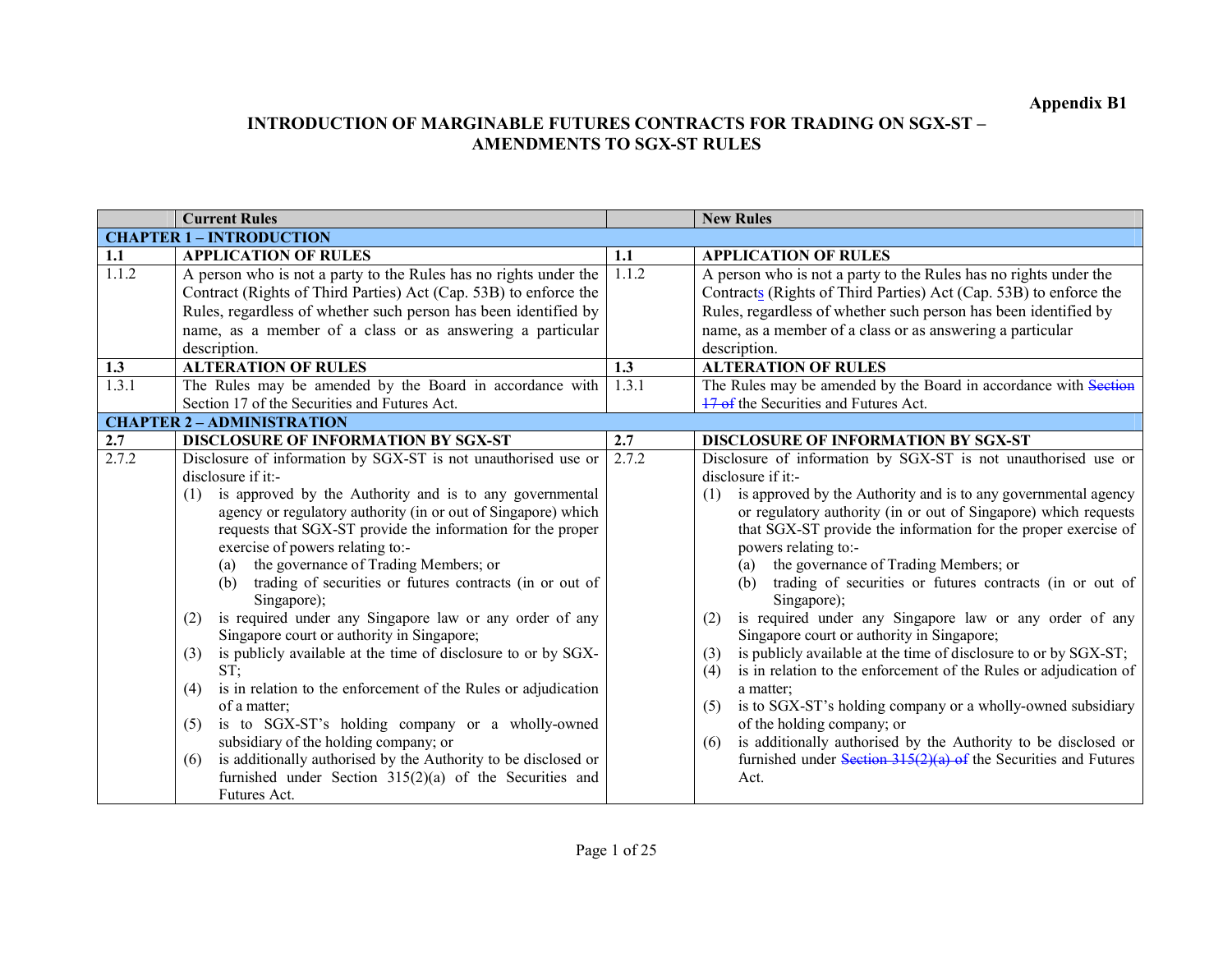**Appendix B1**

**INTRODUCTION OF MARGINABLE FUTURES CONTRACTS FOR TRADING ON SGX-ST – AMENDMENTS TO SGX-ST RULES**

| | Current Rules | | New Rules |
|---|---|---|---|
| **CHAPTER 1 – INTRODUCTION** | | | |
| **1.1** | **APPLICATION OF RULES** | **1.1** | **APPLICATION OF RULES** |
| 1.1.2 | A person who is not a party to the Rules has no rights under the Contract (Rights of Third Parties) Act (Cap. 53B) to enforce the Rules, regardless of whether such person has been identified by name, as a member of a class or as answering a particular description. | 1.1.2 | A person who is not a party to the Rules has no rights under the Contracts (Rights of Third Parties) Act (Cap. 53B) to enforce the Rules, regardless of whether such person has been identified by name, as a member of a class or as answering a particular description. |
| **1.3** | **ALTERATION OF RULES** | **1.3** | **ALTERATION OF RULES** |
| 1.3.1 | The Rules may be amended by the Board in accordance with Section 17 of the Securities and Futures Act. | 1.3.1 | The Rules may be amended by the Board in accordance with ~~Section 17 of~~ the Securities and Futures Act. |
| **CHAPTER 2 – ADMINISTRATION** | | | |
| **2.7** | **DISCLOSURE OF INFORMATION BY SGX-ST** | **2.7** | **DISCLOSURE OF INFORMATION BY SGX-ST** |
| 2.7.2 | Disclosure of information by SGX-ST is not unauthorised use or disclosure if it:-<br>(1) is approved by the Authority and is to any governmental agency or regulatory authority (in or out of Singapore) which requests that SGX-ST provide the information for the proper exercise of powers relating to:-<br>(a) the governance of Trading Members; or<br>(b) trading of securities or futures contracts (in or out of Singapore);<br>(2) is required under any Singapore law or any order of any Singapore court or authority in Singapore;<br>(3) is publicly available at the time of disclosure to or by SGX-ST;<br>(4) is in relation to the enforcement of the Rules or adjudication of a matter;<br>(5) is to SGX-ST's holding company or a wholly-owned subsidiary of the holding company; or<br>(6) is additionally authorised by the Authority to be disclosed or furnished under Section 315(2)(a) of the Securities and Futures Act. | 2.7.2 | Disclosure of information by SGX-ST is not unauthorised use or disclosure if it:-<br>(1) is approved by the Authority and is to any governmental agency or regulatory authority (in or out of Singapore) which requests that SGX-ST provide the information for the proper exercise of powers relating to:-<br>(a) the governance of Trading Members; or<br>(b) trading of securities or futures contracts (in or out of Singapore);<br>(2) is required under any Singapore law or any order of any Singapore court or authority in Singapore;<br>(3) is publicly available at the time of disclosure to or by SGX-ST;<br>(4) is in relation to the enforcement of the Rules or adjudication of a matter;<br>(5) is to SGX-ST's holding company or a wholly-owned subsidiary of the holding company; or<br>(6) is additionally authorised by the Authority to be disclosed or furnished under ~~Section 315(2)(a) of~~ the Securities and Futures Act. |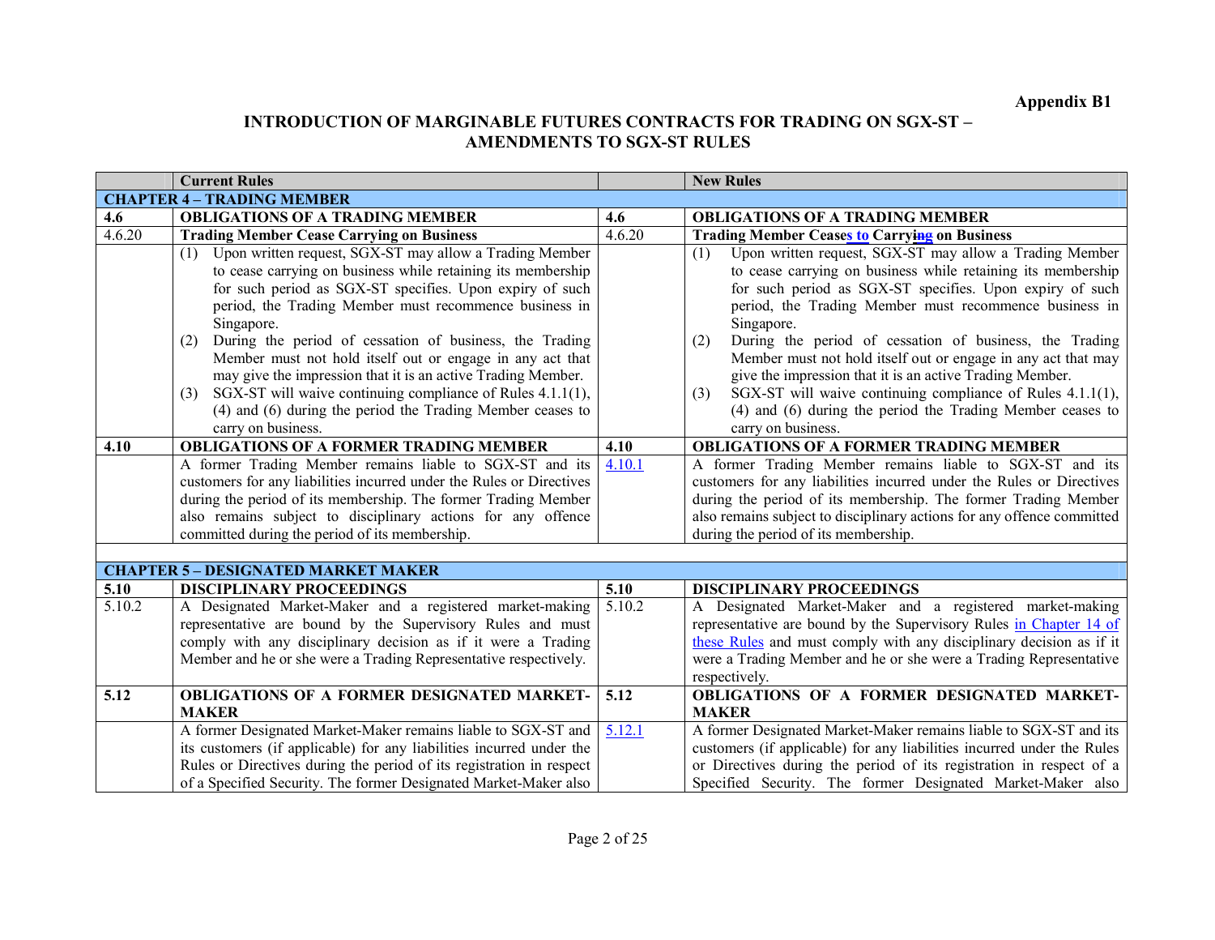**Appendix B1**

## INTRODUCTION OF MARGINABLE FUTURES CONTRACTS FOR TRADING ON SGX-ST – AMENDMENTS TO SGX-ST RULES

| | Current Rules | | New Rules |
|---|---|---|---|
| **CHAPTER 4 – TRADING MEMBER** | | | |
| **4.6** | **OBLIGATIONS OF A TRADING MEMBER** | **4.6** | **OBLIGATIONS OF A TRADING MEMBER** |
| 4.6.20 | **Trading Member Cease Carrying on Business** | 4.6.20 | **Trading Member Ceases to Carrying on Business** |
| | (1) Upon written request, SGX-ST may allow a Trading Member to cease carrying on business while retaining its membership for such period as SGX-ST specifies. Upon expiry of such period, the Trading Member must recommence business in Singapore.<br>(2) During the period of cessation of business, the Trading Member must not hold itself out or engage in any act that may give the impression that it is an active Trading Member.<br>(3) SGX-ST will waive continuing compliance of Rules 4.1.1(1), (4) and (6) during the period the Trading Member ceases to carry on business. | | (1) Upon written request, SGX-ST may allow a Trading Member to cease carrying on business while retaining its membership for such period as SGX-ST specifies. Upon expiry of such period, the Trading Member must recommence business in Singapore.<br>(2) During the period of cessation of business, the Trading Member must not hold itself out or engage in any act that may give the impression that it is an active Trading Member.<br>(3) SGX-ST will waive continuing compliance of Rules 4.1.1(1), (4) and (6) during the period the Trading Member ceases to carry on business. |
| **4.10** | **OBLIGATIONS OF A FORMER TRADING MEMBER** | **4.10** | **OBLIGATIONS OF A FORMER TRADING MEMBER** |
| | A former Trading Member remains liable to SGX-ST and its customers for any liabilities incurred under the Rules or Directives during the period of its membership. The former Trading Member also remains subject to disciplinary actions for any offence committed during the period of its membership. | 4.10.1 | A former Trading Member remains liable to SGX-ST and its customers for any liabilities incurred under the Rules or Directives during the period of its membership. The former Trading Member also remains subject to disciplinary actions for any offence committed during the period of its membership. |
| | | | |
| **CHAPTER 5 – DESIGNATED MARKET MAKER** | | | |
| **5.10** | **DISCIPLINARY PROCEEDINGS** | **5.10** | **DISCIPLINARY PROCEEDINGS** |
| 5.10.2 | A Designated Market-Maker and a registered market-making representative are bound by the Supervisory Rules and must comply with any disciplinary decision as if it were a Trading Member and he or she were a Trading Representative respectively. | 5.10.2 | A Designated Market-Maker and a registered market-making representative are bound by the Supervisory Rules in Chapter 14 of these Rules and must comply with any disciplinary decision as if it were a Trading Member and he or she were a Trading Representative respectively. |
| **5.12** | **OBLIGATIONS OF A FORMER DESIGNATED MARKET-MAKER** | **5.12** | **OBLIGATIONS OF A FORMER DESIGNATED MARKET-MAKER** |
| | A former Designated Market-Maker remains liable to SGX-ST and its customers (if applicable) for any liabilities incurred under the Rules or Directives during the period of its registration in respect of a Specified Security. The former Designated Market-Maker also | 5.12.1 | A former Designated Market-Maker remains liable to SGX-ST and its customers (if applicable) for any liabilities incurred under the Rules or Directives during the period of its registration in respect of a Specified Security. The former Designated Market-Maker also |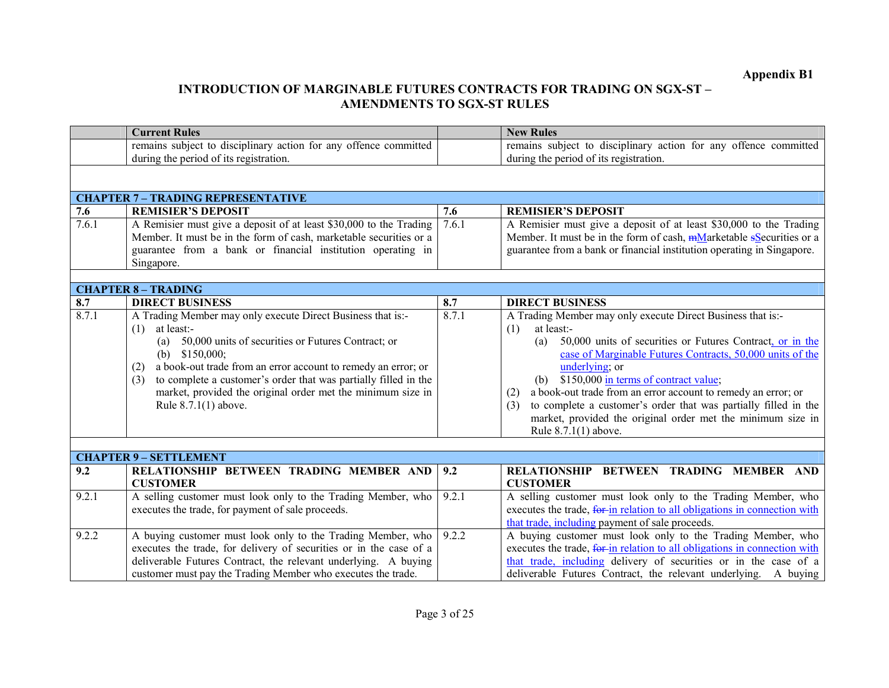**Appendix B1**

## INTRODUCTION OF MARGINABLE FUTURES CONTRACTS FOR TRADING ON SGX-ST – AMENDMENTS TO SGX-ST RULES

| | Current Rules | | New Rules |
|---|---|---|---|
| | remains subject to disciplinary action for any offence committed during the period of its registration. | | remains subject to disciplinary action for any offence committed during the period of its registration. |
| | | | |
| **CHAPTER 7 – TRADING REPRESENTATIVE** | | | |
| **7.6** | **REMISIER'S DEPOSIT** | **7.6** | **REMISIER'S DEPOSIT** |
| 7.6.1 | A Remisier must give a deposit of at least $30,000 to the Trading Member. It must be in the form of cash, marketable securities or a guarantee from a bank or financial institution operating in Singapore. | 7.6.1 | A Remisier must give a deposit of at least $30,000 to the Trading Member. It must be in the form of cash, ~~m~~Marketable ~~s~~Securities or a guarantee from a bank or financial institution operating in Singapore. |
| | | | |
| **CHAPTER 8 – TRADING** | | | |
| **8.7** | **DIRECT BUSINESS** | **8.7** | **DIRECT BUSINESS** |
| 8.7.1 | A Trading Member may only execute Direct Business that is:-<br>(1) at least:-<br>(a) 50,000 units of securities or Futures Contract; or<br>(b) $150,000;<br>(2) a book-out trade from an error account to remedy an error; or<br>(3) to complete a customer's order that was partially filled in the market, provided the original order met the minimum size in Rule 8.7.1(1) above. | 8.7.1 | A Trading Member may only execute Direct Business that is:-<br>(1) at least:-<br>(a) 50,000 units of securities or Futures Contract, or in the case of Marginable Futures Contracts, 50,000 units of the underlying; or<br>(b) $150,000 in terms of contract value;<br>(2) a book-out trade from an error account to remedy an error; or<br>(3) to complete a customer's order that was partially filled in the market, provided the original order met the minimum size in Rule 8.7.1(1) above. |
| | | | |
| **CHAPTER 9 – SETTLEMENT** | | | |
| **9.2** | **RELATIONSHIP BETWEEN TRADING MEMBER AND CUSTOMER** | **9.2** | **RELATIONSHIP BETWEEN TRADING MEMBER AND CUSTOMER** |
| 9.2.1 | A selling customer must look only to the Trading Member, who executes the trade, for payment of sale proceeds. | 9.2.1 | A selling customer must look only to the Trading Member, who executes the trade, ~~for~~ in relation to all obligations in connection with that trade, including payment of sale proceeds. |
| 9.2.2 | A buying customer must look only to the Trading Member, who executes the trade, for delivery of securities or in the case of a deliverable Futures Contract, the relevant underlying. A buying customer must pay the Trading Member who executes the trade. | 9.2.2 | A buying customer must look only to the Trading Member, who executes the trade, ~~for~~ in relation to all obligations in connection with that trade, including delivery of securities or in the case of a deliverable Futures Contract, the relevant underlying. A buying |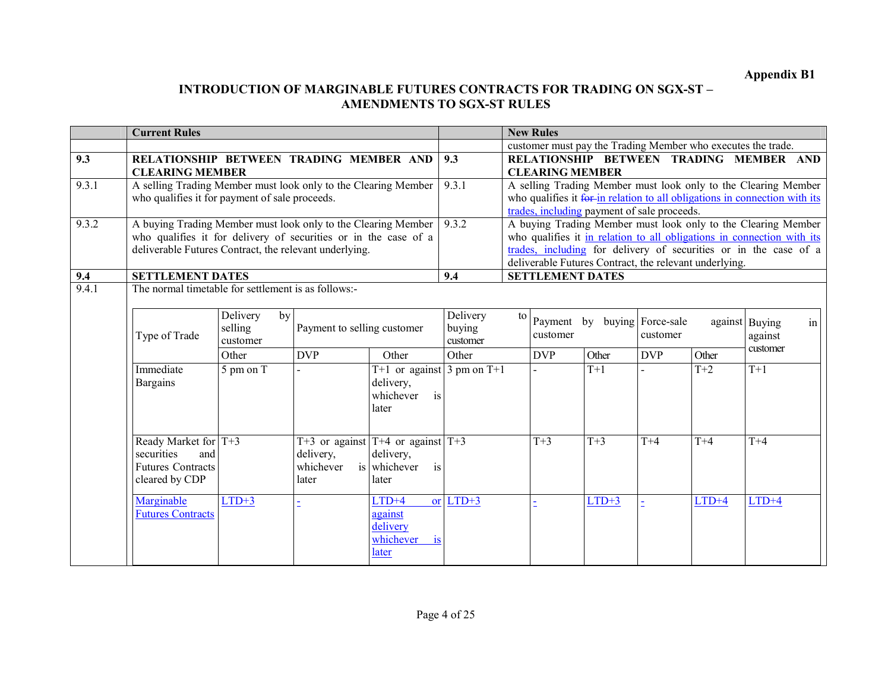**Appendix B1**

# INTRODUCTION OF MARGINABLE FUTURES CONTRACTS FOR TRADING ON SGX-ST – AMENDMENTS TO SGX-ST RULES

| | Current Rules | | New Rules |
|---|---|---|---|
| | | | customer must pay the Trading Member who executes the trade. |
| **9.3** | **RELATIONSHIP BETWEEN TRADING MEMBER AND CLEARING MEMBER** | **9.3** | **RELATIONSHIP BETWEEN TRADING MEMBER AND CLEARING MEMBER** |
| 9.3.1 | A selling Trading Member must look only to the Clearing Member who qualifies it for payment of sale proceeds. | 9.3.1 | A selling Trading Member must look only to the Clearing Member who qualifies it ~~for~~ in relation to all obligations in connection with its trades, including payment of sale proceeds. |
| 9.3.2 | A buying Trading Member must look only to the Clearing Member who qualifies it for delivery of securities or in the case of a deliverable Futures Contract, the relevant underlying. | 9.3.2 | A buying Trading Member must look only to the Clearing Member who qualifies it in relation to all obligations in connection with its trades, including for delivery of securities or in the case of a deliverable Futures Contract, the relevant underlying. |
| **9.4** | **SETTLEMENT DATES** | **9.4** | **SETTLEMENT DATES** |
| 9.4.1 | The normal timetable for settlement is as follows:- | | |

| Type of Trade | Delivery by selling customer | Payment to selling customer | | Delivery to buying customer | Payment by buying customer | | Force-sale against customer | | Buying in against customer |
|---|---|---|---|---|---|---|---|---|---|
| | Other | DVP | Other | Other | DVP | Other | DVP | Other | |
| Immediate Bargains | 5 pm on T | - | T+1 or against delivery, whichever is later | 3 pm on T+1 | - | T+1 | - | T+2 | T+1 |
| Ready Market for securities and Futures Contracts cleared by CDP | T+3 | T+3 or against delivery, whichever is later | T+4 or against delivery, whichever is later | T+3 | T+3 | T+3 | T+4 | T+4 | T+4 |
| Marginable Futures Contracts | LTD+3 | - | LTD+4 or against delivery whichever is later | LTD+3 | - | LTD+3 | - | LTD+4 | LTD+4 |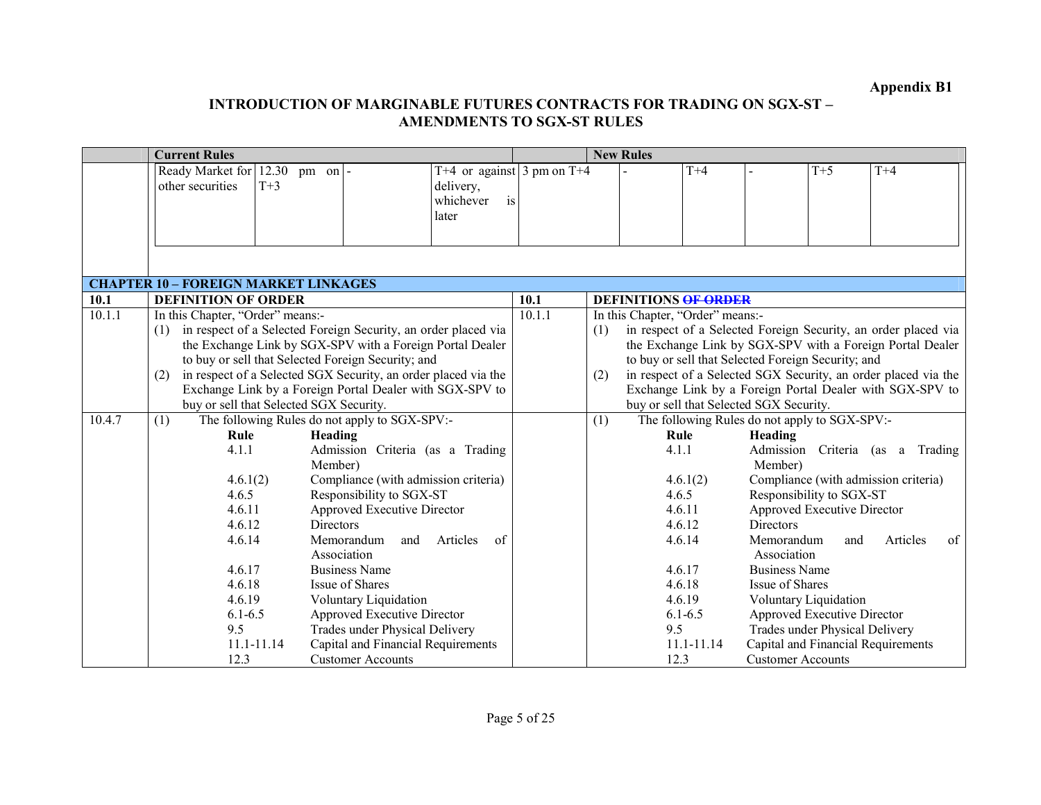**Appendix B1**

# INTRODUCTION OF MARGINABLE FUTURES CONTRACTS FOR TRADING ON SGX-ST – AMENDMENTS TO SGX-ST RULES

| | Current Rules | | | | | | | New Rules | | | | |
|---|---|---|---|---|---|---|---|---|---|---|---|---|
| | Ready Market for other securities | 12.30 pm on T+3 | - | | T+4 or against delivery, whichever is later | 3 pm on T+4 | | - | T+4 | - | T+5 | T+4 |

**CHAPTER 10 – FOREIGN MARKET LINKAGES**

| | Current Rules | | New Rules |
|---|---|---|---|
| **10.1** | **DEFINITION OF ORDER** | **10.1** | **DEFINITIONS ~~OF ORDER~~** |
| 10.1.1 | In this Chapter, "Order" means:-<br>(1) in respect of a Selected Foreign Security, an order placed via the Exchange Link by SGX-SPV with a Foreign Portal Dealer to buy or sell that Selected Foreign Security; and<br>(2) in respect of a Selected SGX Security, an order placed via the Exchange Link by a Foreign Portal Dealer with SGX-SPV to buy or sell that Selected SGX Security. | 10.1.1 | In this Chapter, "Order" means:-<br>(1) in respect of a Selected Foreign Security, an order placed via the Exchange Link by SGX-SPV with a Foreign Portal Dealer to buy or sell that Selected Foreign Security; and<br>(2) in respect of a Selected SGX Security, an order placed via the Exchange Link by a Foreign Portal Dealer with SGX-SPV to buy or sell that Selected SGX Security. |
| 10.4.7 | (1) The following Rules do not apply to SGX-SPV:-<br>**Rule** — **Heading**<br>4.1.1 — Admission Criteria (as a Trading Member)<br>4.6.1(2) — Compliance (with admission criteria)<br>4.6.5 — Responsibility to SGX-ST<br>4.6.11 — Approved Executive Director<br>4.6.12 — Directors<br>4.6.14 — Memorandum and Articles of Association<br>4.6.17 — Business Name<br>4.6.18 — Issue of Shares<br>4.6.19 — Voluntary Liquidation<br>6.1-6.5 — Approved Executive Director<br>9.5 — Trades under Physical Delivery<br>11.1-11.14 — Capital and Financial Requirements<br>12.3 — Customer Accounts | | (1) The following Rules do not apply to SGX-SPV:-<br>**Rule** — **Heading**<br>4.1.1 — Admission Criteria (as a Trading Member)<br>4.6.1(2) — Compliance (with admission criteria)<br>4.6.5 — Responsibility to SGX-ST<br>4.6.11 — Approved Executive Director<br>4.6.12 — Directors<br>4.6.14 — Memorandum and Articles of Association<br>4.6.17 — Business Name<br>4.6.18 — Issue of Shares<br>4.6.19 — Voluntary Liquidation<br>6.1-6.5 — Approved Executive Director<br>9.5 — Trades under Physical Delivery<br>11.1-11.14 — Capital and Financial Requirements<br>12.3 — Customer Accounts |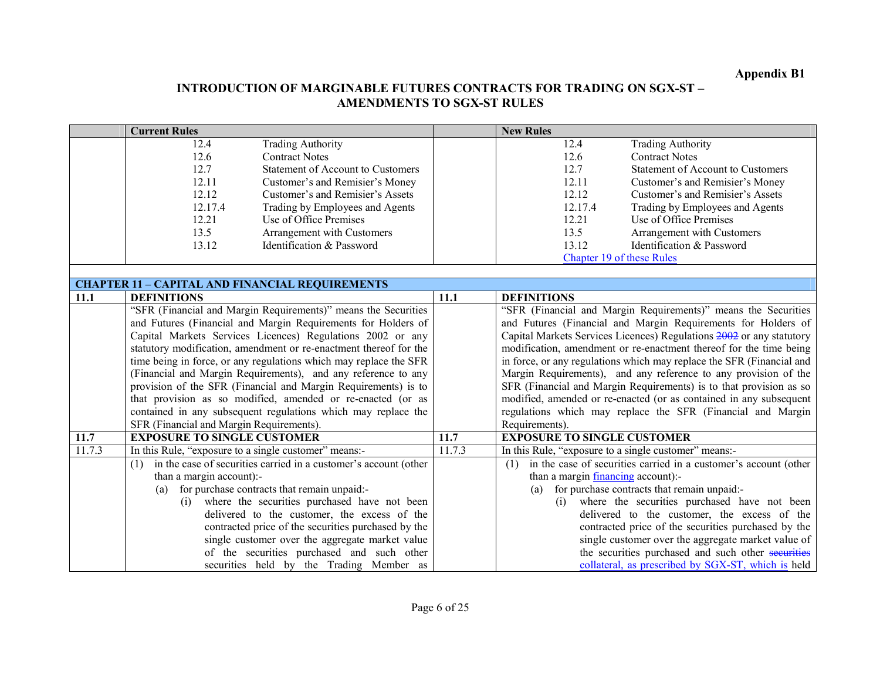**Appendix B1**

**INTRODUCTION OF MARGINABLE FUTURES CONTRACTS FOR TRADING ON SGX-ST – AMENDMENTS TO SGX-ST RULES**

| | **Current Rules** | | **New Rules** |
|---|---|---|---|
| | 12.4 Trading Authority<br>12.6 Contract Notes<br>12.7 Statement of Account to Customers<br>12.11 Customer's and Remisier's Money<br>12.12 Customer's and Remisier's Assets<br>12.17.4 Trading by Employees and Agents<br>12.21 Use of Office Premises<br>13.5 Arrangement with Customers<br>13.12 Identification & Password | | 12.4 Trading Authority<br>12.6 Contract Notes<br>12.7 Statement of Account to Customers<br>12.11 Customer's and Remisier's Money<br>12.12 Customer's and Remisier's Assets<br>12.17.4 Trading by Employees and Agents<br>12.21 Use of Office Premises<br>13.5 Arrangement with Customers<br>13.12 Identification & Password<br>Chapter 19 of these Rules |
| **CHAPTER 11 – CAPITAL AND FINANCIAL REQUIREMENTS** | | | |
| **11.1** | **DEFINITIONS** | **11.1** | **DEFINITIONS** |
| | "SFR (Financial and Margin Requirements)" means the Securities and Futures (Financial and Margin Requirements for Holders of Capital Markets Services Licences) Regulations 2002 or any statutory modification, amendment or re-enactment thereof for the time being in force, or any regulations which may replace the SFR (Financial and Margin Requirements), and any reference to any provision of the SFR (Financial and Margin Requirements) is to that provision as so modified, amended or re-enacted (or as contained in any subsequent regulations which may replace the SFR (Financial and Margin Requirements). | | "SFR (Financial and Margin Requirements)" means the Securities and Futures (Financial and Margin Requirements for Holders of Capital Markets Services Licences) Regulations ~~2002~~ or any statutory modification, amendment or re-enactment thereof for the time being in force, or any regulations which may replace the SFR (Financial and Margin Requirements), and any reference to any provision of the SFR (Financial and Margin Requirements) is to that provision as so modified, amended or re-enacted (or as contained in any subsequent regulations which may replace the SFR (Financial and Margin Requirements). |
| **11.7** | **EXPOSURE TO SINGLE CUSTOMER** | **11.7** | **EXPOSURE TO SINGLE CUSTOMER** |
| 11.7.3 | In this Rule, "exposure to a single customer" means:- | 11.7.3 | In this Rule, "exposure to a single customer" means:- |
| | (1) in the case of securities carried in a customer's account (other than a margin account):-<br>(a) for purchase contracts that remain unpaid:-<br>(i) where the securities purchased have not been delivered to the customer, the excess of the contracted price of the securities purchased by the single customer over the aggregate market value of the securities purchased and such other securities held by the Trading Member as | | (1) in the case of securities carried in a customer's account (other than a margin financing account):-<br>(a) for purchase contracts that remain unpaid:-<br>(i) where the securities purchased have not been delivered to the customer, the excess of the contracted price of the securities purchased by the single customer over the aggregate market value of the securities purchased and such other ~~securities~~ collateral, as prescribed by SGX-ST, which is held |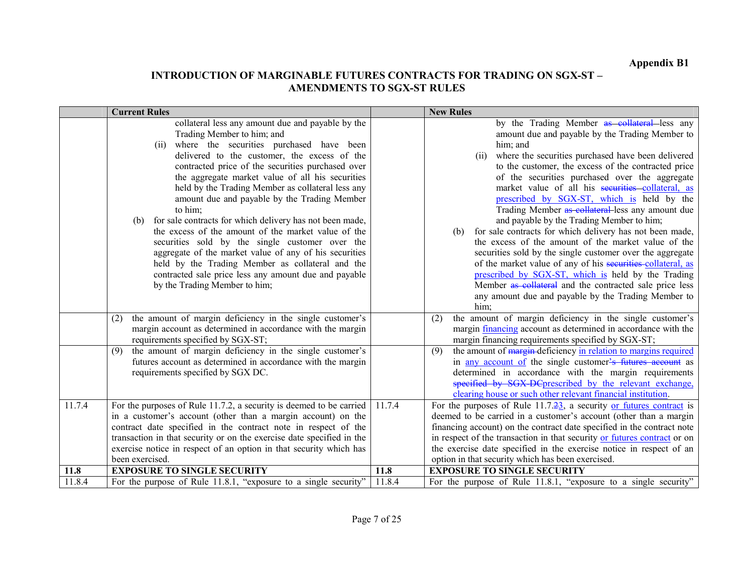**Appendix B1**

**INTRODUCTION OF MARGINABLE FUTURES CONTRACTS FOR TRADING ON SGX-ST – AMENDMENTS TO SGX-ST RULES**

| | **Current Rules** | | **New Rules** |
|---|---|---|---|
| | collateral less any amount due and payable by the Trading Member to him; and<br>(ii) where the securities purchased have been delivered to the customer, the excess of the contracted price of the securities purchased over the aggregate market value of all his securities held by the Trading Member as collateral less any amount due and payable by the Trading Member to him;<br>(b) for sale contracts for which delivery has not been made, the excess of the amount of the market value of the securities sold by the single customer over the aggregate of the market value of any of his securities held by the Trading Member as collateral and the contracted sale price less any amount due and payable by the Trading Member to him; | | by the Trading Member ~~as collateral~~ less any amount due and payable by the Trading Member to him; and<br>(ii) where the securities purchased have been delivered to the customer, the excess of the contracted price of the securities purchased over the aggregate market value of all his ~~securities~~ collateral, as prescribed by SGX-ST, which is held by the Trading Member ~~as collateral~~ less any amount due and payable by the Trading Member to him;<br>(b) for sale contracts for which delivery has not been made, the excess of the amount of the market value of the securities sold by the single customer over the aggregate of the market value of any of his ~~securities~~ collateral, as prescribed by SGX-ST, which is held by the Trading Member ~~as collateral~~ and the contracted sale price less any amount due and payable by the Trading Member to him; |
| | (2) the amount of margin deficiency in the single customer's margin account as determined in accordance with the margin requirements specified by SGX-ST; | | (2) the amount of margin deficiency in the single customer's margin financing account as determined in accordance with the margin financing requirements specified by SGX-ST; |
| | (9) the amount of margin deficiency in the single customer's futures account as determined in accordance with the margin requirements specified by SGX DC. | | (9) the amount of ~~margin~~ deficiency in relation to margins required in any account of the single customer~~'s futures account~~ as determined in accordance with the margin requirements ~~specified by SGX DC~~ prescribed by the relevant exchange, clearing house or such other relevant financial institution. |
| 11.7.4 | For the purposes of Rule 11.7.2, a security is deemed to be carried in a customer's account (other than a margin account) on the contract date specified in the contract note in respect of the transaction in that security or on the exercise date specified in the exercise notice in respect of an option in that security which has been exercised. | 11.7.4 | For the purposes of Rule 11.7.~~2~~3, a security or futures contract is deemed to be carried in a customer's account (other than a margin financing account) on the contract date specified in the contract note in respect of the transaction in that security or futures contract or on the exercise date specified in the exercise notice in respect of an option in that security which has been exercised. |
| **11.8** | **EXPOSURE TO SINGLE SECURITY** | **11.8** | **EXPOSURE TO SINGLE SECURITY** |
| 11.8.4 | For the purpose of Rule 11.8.1, "exposure to a single security" | 11.8.4 | For the purpose of Rule 11.8.1, "exposure to a single security" |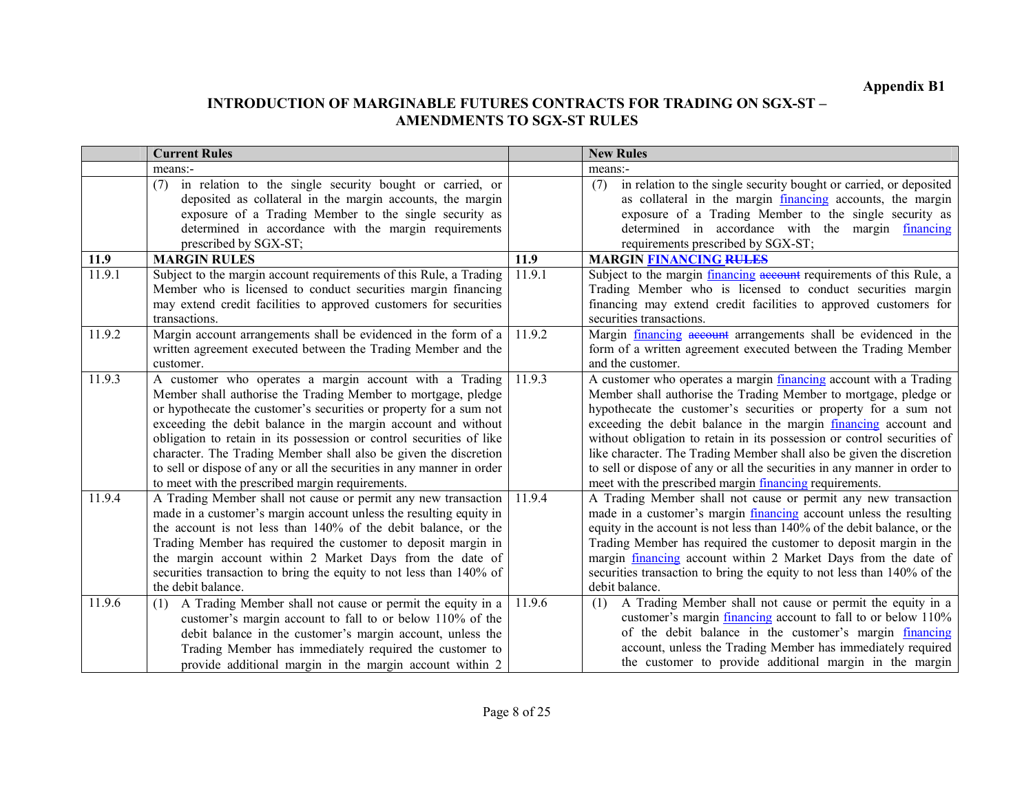**Appendix B1**

## INTRODUCTION OF MARGINABLE FUTURES CONTRACTS FOR TRADING ON SGX-ST – AMENDMENTS TO SGX-ST RULES

| | **Current Rules** | | **New Rules** |
|---|---|---|---|
| | means:- | | means:- |
| | (7) in relation to the single security bought or carried, or deposited as collateral in the margin accounts, the margin exposure of a Trading Member to the single security as determined in accordance with the margin requirements prescribed by SGX-ST; | | (7) in relation to the single security bought or carried, or deposited as collateral in the margin financing accounts, the margin exposure of a Trading Member to the single security as determined in accordance with the margin financing requirements prescribed by SGX-ST; |
| **11.9** | **MARGIN RULES** | **11.9** | **MARGIN FINANCING ~~RULES~~** |
| 11.9.1 | Subject to the margin account requirements of this Rule, a Trading Member who is licensed to conduct securities margin financing may extend credit facilities to approved customers for securities transactions. | 11.9.1 | Subject to the margin financing ~~account~~ requirements of this Rule, a Trading Member who is licensed to conduct securities margin financing may extend credit facilities to approved customers for securities transactions. |
| 11.9.2 | Margin account arrangements shall be evidenced in the form of a written agreement executed between the Trading Member and the customer. | 11.9.2 | Margin financing ~~account~~ arrangements shall be evidenced in the form of a written agreement executed between the Trading Member and the customer. |
| 11.9.3 | A customer who operates a margin account with a Trading Member shall authorise the Trading Member to mortgage, pledge or hypothecate the customer's securities or property for a sum not exceeding the debit balance in the margin account and without obligation to retain in its possession or control securities of like character. The Trading Member shall also be given the discretion to sell or dispose of any or all the securities in any manner in order to meet with the prescribed margin requirements. | 11.9.3 | A customer who operates a margin financing account with a Trading Member shall authorise the Trading Member to mortgage, pledge or hypothecate the customer's securities or property for a sum not exceeding the debit balance in the margin financing account and without obligation to retain in its possession or control securities of like character. The Trading Member shall also be given the discretion to sell or dispose of any or all the securities in any manner in order to meet with the prescribed margin financing requirements. |
| 11.9.4 | A Trading Member shall not cause or permit any new transaction made in a customer's margin account unless the resulting equity in the account is not less than 140% of the debit balance, or the Trading Member has required the customer to deposit margin in the margin account within 2 Market Days from the date of securities transaction to bring the equity to not less than 140% of the debit balance. | 11.9.4 | A Trading Member shall not cause or permit any new transaction made in a customer's margin financing account unless the resulting equity in the account is not less than 140% of the debit balance, or the Trading Member has required the customer to deposit margin in the margin financing account within 2 Market Days from the date of securities transaction to bring the equity to not less than 140% of the debit balance. |
| 11.9.6 | (1) A Trading Member shall not cause or permit the equity in a customer's margin account to fall to or below 110% of the debit balance in the customer's margin account, unless the Trading Member has immediately required the customer to provide additional margin in the margin account within 2 | 11.9.6 | (1) A Trading Member shall not cause or permit the equity in a customer's margin financing account to fall to or below 110% of the debit balance in the customer's margin financing account, unless the Trading Member has immediately required the customer to provide additional margin in the margin |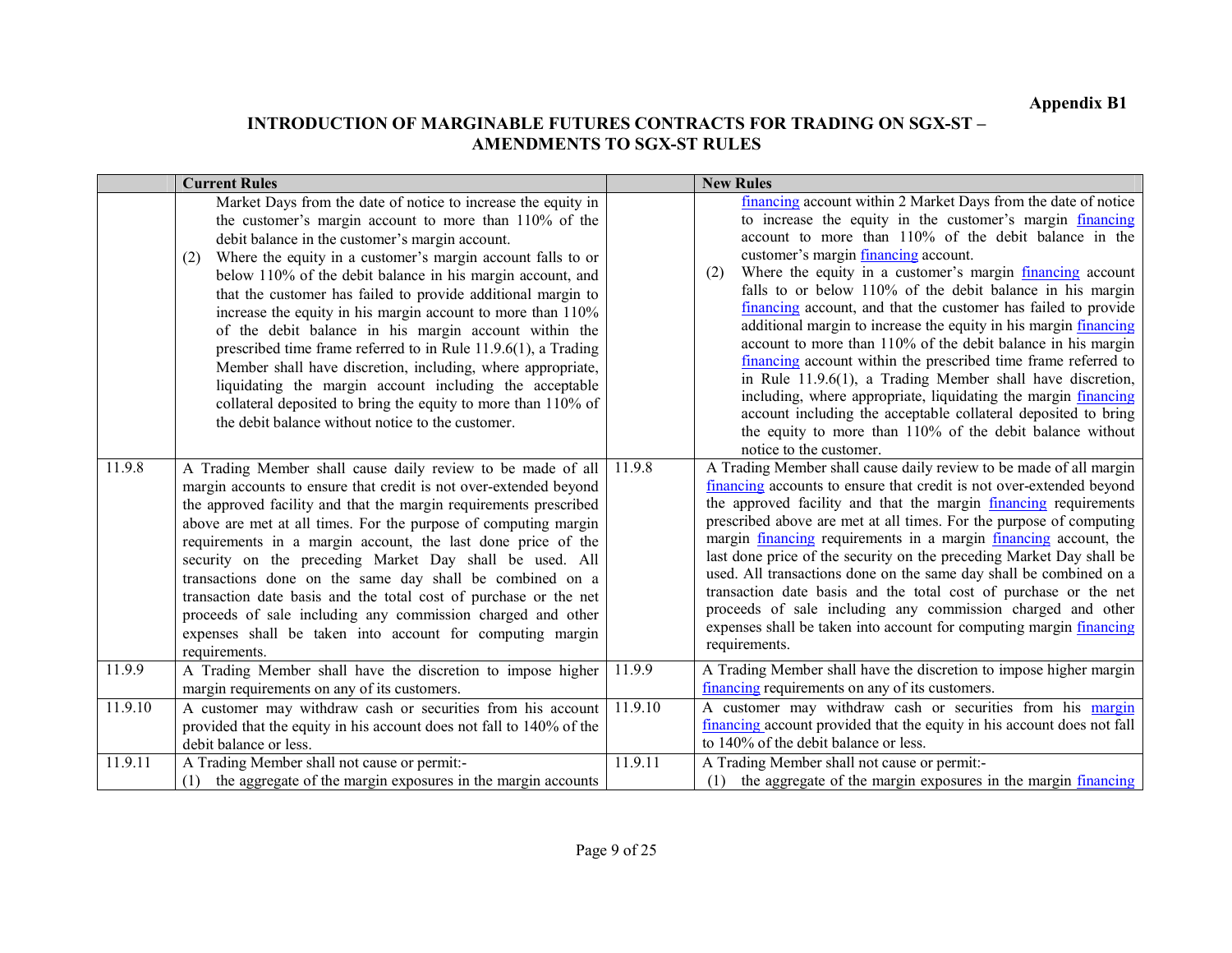**Appendix B1**

## INTRODUCTION OF MARGINABLE FUTURES CONTRACTS FOR TRADING ON SGX-ST – AMENDMENTS TO SGX-ST RULES

| | Current Rules | | New Rules |
|---|---|---|---|
| | Market Days from the date of notice to increase the equity in the customer's margin account to more than 110% of the debit balance in the customer's margin account.<br>(2) Where the equity in a customer's margin account falls to or below 110% of the debit balance in his margin account, and that the customer has failed to provide additional margin to increase the equity in his margin account to more than 110% of the debit balance in his margin account within the prescribed time frame referred to in Rule 11.9.6(1), a Trading Member shall have discretion, including, where appropriate, liquidating the margin account including the acceptable collateral deposited to bring the equity to more than 110% of the debit balance without notice to the customer. | | financing account within 2 Market Days from the date of notice to increase the equity in the customer's margin financing account to more than 110% of the debit balance in the customer's margin financing account.<br>(2) Where the equity in a customer's margin financing account falls to or below 110% of the debit balance in his margin financing account, and that the customer has failed to provide additional margin to increase the equity in his margin financing account to more than 110% of the debit balance in his margin financing account within the prescribed time frame referred to in Rule 11.9.6(1), a Trading Member shall have discretion, including, where appropriate, liquidating the margin financing account including the acceptable collateral deposited to bring the equity to more than 110% of the debit balance without notice to the customer. |
| 11.9.8 | A Trading Member shall cause daily review to be made of all margin accounts to ensure that credit is not over-extended beyond the approved facility and that the margin requirements prescribed above are met at all times. For the purpose of computing margin requirements in a margin account, the last done price of the security on the preceding Market Day shall be used. All transactions done on the same day shall be combined on a transaction date basis and the total cost of purchase or the net proceeds of sale including any commission charged and other expenses shall be taken into account for computing margin requirements. | 11.9.8 | A Trading Member shall cause daily review to be made of all margin financing accounts to ensure that credit is not over-extended beyond the approved facility and that the margin financing requirements prescribed above are met at all times. For the purpose of computing margin financing requirements in a margin financing account, the last done price of the security on the preceding Market Day shall be used. All transactions done on the same day shall be combined on a transaction date basis and the total cost of purchase or the net proceeds of sale including any commission charged and other expenses shall be taken into account for computing margin financing requirements. |
| 11.9.9 | A Trading Member shall have the discretion to impose higher margin requirements on any of its customers. | 11.9.9 | A Trading Member shall have the discretion to impose higher margin financing requirements on any of its customers. |
| 11.9.10 | A customer may withdraw cash or securities from his account provided that the equity in his account does not fall to 140% of the debit balance or less. | 11.9.10 | A customer may withdraw cash or securities from his margin financing account provided that the equity in his account does not fall to 140% of the debit balance or less. |
| 11.9.11 | A Trading Member shall not cause or permit:-<br>(1) the aggregate of the margin exposures in the margin accounts | 11.9.11 | A Trading Member shall not cause or permit:-<br>(1) the aggregate of the margin exposures in the margin financing |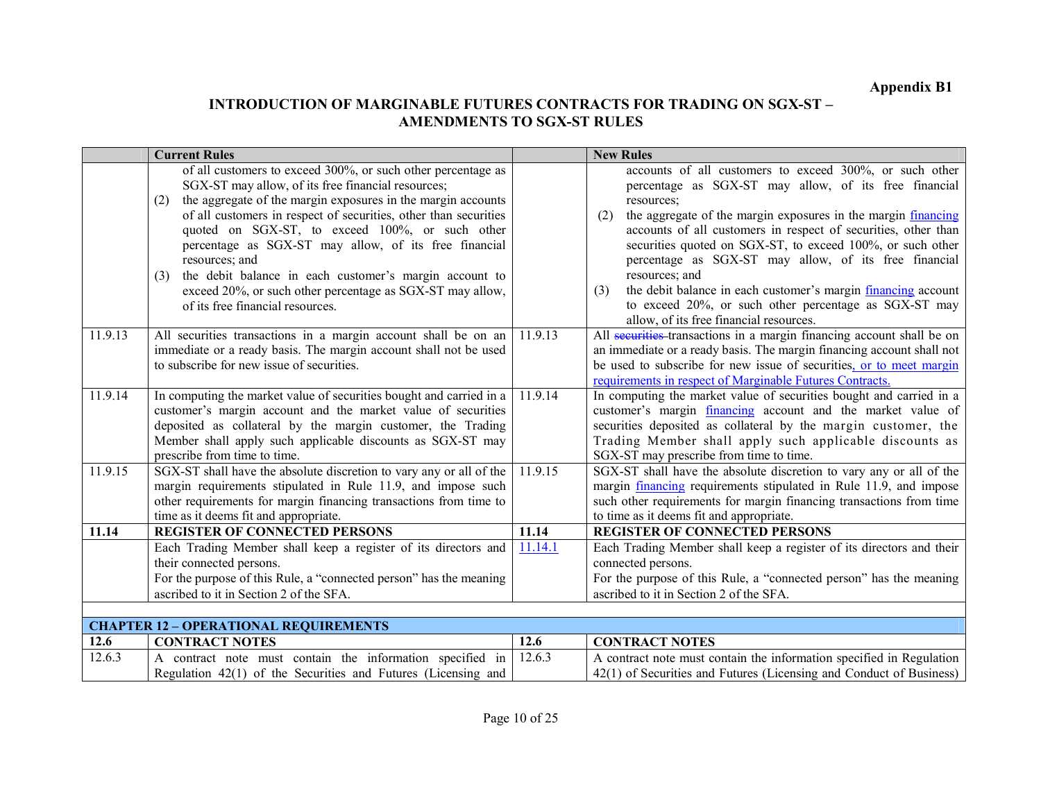**Appendix B1**

## INTRODUCTION OF MARGINABLE FUTURES CONTRACTS FOR TRADING ON SGX-ST – AMENDMENTS TO SGX-ST RULES

| | Current Rules | | New Rules |
|---|---|---|---|
| | of all customers to exceed 300%, or such other percentage as SGX-ST may allow, of its free financial resources;<br>(2) the aggregate of the margin exposures in the margin accounts of all customers in respect of securities, other than securities quoted on SGX-ST, to exceed 100%, or such other percentage as SGX-ST may allow, of its free financial resources; and<br>(3) the debit balance in each customer's margin account to exceed 20%, or such other percentage as SGX-ST may allow, of its free financial resources. | | accounts of all customers to exceed 300%, or such other percentage as SGX-ST may allow, of its free financial resources;<br>(2) the aggregate of the margin exposures in the margin financing accounts of all customers in respect of securities, other than securities quoted on SGX-ST, to exceed 100%, or such other percentage as SGX-ST may allow, of its free financial resources; and<br>(3) the debit balance in each customer's margin financing account to exceed 20%, or such other percentage as SGX-ST may allow, of its free financial resources. |
| 11.9.13 | All securities transactions in a margin account shall be on an immediate or a ready basis. The margin account shall not be used to subscribe for new issue of securities. | 11.9.13 | All ~~securities~~ transactions in a margin financing account shall be on an immediate or a ready basis. The margin financing account shall not be used to subscribe for new issue of securities, or to meet margin requirements in respect of Marginable Futures Contracts. |
| 11.9.14 | In computing the market value of securities bought and carried in a customer's margin account and the market value of securities deposited as collateral by the margin customer, the Trading Member shall apply such applicable discounts as SGX-ST may prescribe from time to time. | 11.9.14 | In computing the market value of securities bought and carried in a customer's margin financing account and the market value of securities deposited as collateral by the margin customer, the Trading Member shall apply such applicable discounts as SGX-ST may prescribe from time to time. |
| 11.9.15 | SGX-ST shall have the absolute discretion to vary any or all of the margin requirements stipulated in Rule 11.9, and impose such other requirements for margin financing transactions from time to time as it deems fit and appropriate. | 11.9.15 | SGX-ST shall have the absolute discretion to vary any or all of the margin financing requirements stipulated in Rule 11.9, and impose such other requirements for margin financing transactions from time to time as it deems fit and appropriate. |
| **11.14** | **REGISTER OF CONNECTED PERSONS** | **11.14** | **REGISTER OF CONNECTED PERSONS** |
| | Each Trading Member shall keep a register of its directors and their connected persons.<br>For the purpose of this Rule, a "connected person" has the meaning ascribed to it in Section 2 of the SFA. | 11.14.1 | Each Trading Member shall keep a register of its directors and their connected persons.<br>For the purpose of this Rule, a "connected person" has the meaning ascribed to it in Section 2 of the SFA. |
| | | | |
| | **CHAPTER 12 – OPERATIONAL REQUIREMENTS** | | |
| **12.6** | **CONTRACT NOTES** | **12.6** | **CONTRACT NOTES** |
| 12.6.3 | A contract note must contain the information specified in Regulation 42(1) of the Securities and Futures (Licensing and | 12.6.3 | A contract note must contain the information specified in Regulation 42(1) of Securities and Futures (Licensing and Conduct of Business) |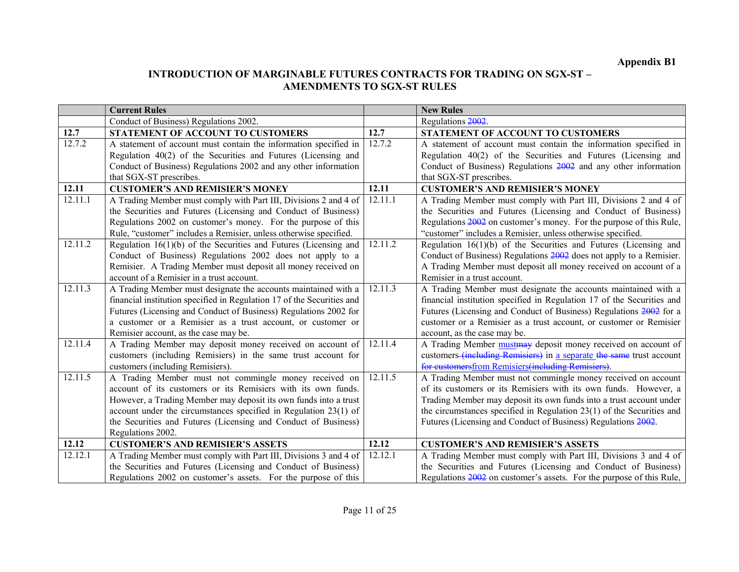**Appendix B1**

## INTRODUCTION OF MARGINABLE FUTURES CONTRACTS FOR TRADING ON SGX-ST – AMENDMENTS TO SGX-ST RULES

| | Current Rules | | New Rules |
|---|---|---|---|
| | Conduct of Business) Regulations 2002. | | Regulations ~~2002~~. |
| **12.7** | **STATEMENT OF ACCOUNT TO CUSTOMERS** | **12.7** | **STATEMENT OF ACCOUNT TO CUSTOMERS** |
| 12.7.2 | A statement of account must contain the information specified in Regulation 40(2) of the Securities and Futures (Licensing and Conduct of Business) Regulations 2002 and any other information that SGX-ST prescribes. | 12.7.2 | A statement of account must contain the information specified in Regulation 40(2) of the Securities and Futures (Licensing and Conduct of Business) Regulations ~~2002~~ and any other information that SGX-ST prescribes. |
| **12.11** | **CUSTOMER'S AND REMISIER'S MONEY** | **12.11** | **CUSTOMER'S AND REMISIER'S MONEY** |
| 12.11.1 | A Trading Member must comply with Part III, Divisions 2 and 4 of the Securities and Futures (Licensing and Conduct of Business) Regulations 2002 on customer's money. For the purpose of this Rule, "customer" includes a Remisier, unless otherwise specified. | 12.11.1 | A Trading Member must comply with Part III, Divisions 2 and 4 of the Securities and Futures (Licensing and Conduct of Business) Regulations ~~2002~~ on customer's money. For the purpose of this Rule, "customer" includes a Remisier, unless otherwise specified. |
| 12.11.2 | Regulation 16(1)(b) of the Securities and Futures (Licensing and Conduct of Business) Regulations 2002 does not apply to a Remisier. A Trading Member must deposit all money received on account of a Remisier in a trust account. | 12.11.2 | Regulation 16(1)(b) of the Securities and Futures (Licensing and Conduct of Business) Regulations ~~2002~~ does not apply to a Remisier. A Trading Member must deposit all money received on account of a Remisier in a trust account. |
| 12.11.3 | A Trading Member must designate the accounts maintained with a financial institution specified in Regulation 17 of the Securities and Futures (Licensing and Conduct of Business) Regulations 2002 for a customer or a Remisier as a trust account, or customer or Remisier account, as the case may be. | 12.11.3 | A Trading Member must designate the accounts maintained with a financial institution specified in Regulation 17 of the Securities and Futures (Licensing and Conduct of Business) Regulations ~~2002~~ for a customer or a Remisier as a trust account, or customer or Remisier account, as the case may be. |
| 12.11.4 | A Trading Member may deposit money received on account of customers (including Remisiers) in the same trust account for customers (including Remisiers). | 12.11.4 | A Trading Member <u>must</u>~~may~~ deposit money received on account of customers ~~(including Remisiers)~~ in <u>a separate</u> ~~the same~~ trust account ~~for customers~~<u>from Remisiers</u>~~(including Remisiers)~~. |
| 12.11.5 | A Trading Member must not commingle money received on account of its customers or its Remisiers with its own funds. However, a Trading Member may deposit its own funds into a trust account under the circumstances specified in Regulation 23(1) of the Securities and Futures (Licensing and Conduct of Business) Regulations 2002. | 12.11.5 | A Trading Member must not commingle money received on account of its customers or its Remisiers with its own funds. However, a Trading Member may deposit its own funds into a trust account under the circumstances specified in Regulation 23(1) of the Securities and Futures (Licensing and Conduct of Business) Regulations ~~2002~~. |
| **12.12** | **CUSTOMER'S AND REMISIER'S ASSETS** | **12.12** | **CUSTOMER'S AND REMISIER'S ASSETS** |
| 12.12.1 | A Trading Member must comply with Part III, Divisions 3 and 4 of the Securities and Futures (Licensing and Conduct of Business) Regulations 2002 on customer's assets. For the purpose of this | 12.12.1 | A Trading Member must comply with Part III, Divisions 3 and 4 of the Securities and Futures (Licensing and Conduct of Business) Regulations ~~2002~~ on customer's assets. For the purpose of this Rule, |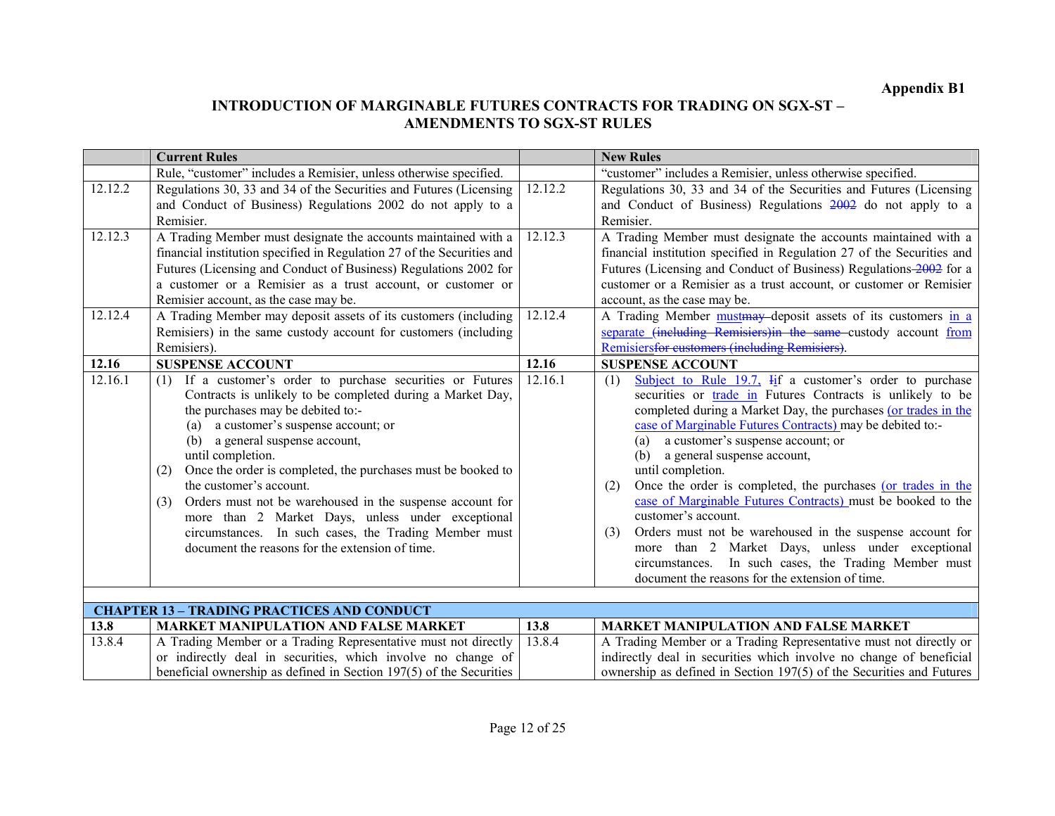**Appendix B1**

## INTRODUCTION OF MARGINABLE FUTURES CONTRACTS FOR TRADING ON SGX-ST – AMENDMENTS TO SGX-ST RULES

| | Current Rules | | New Rules |
|---|---|---|---|
| | Rule, "customer" includes a Remisier, unless otherwise specified. | | "customer" includes a Remisier, unless otherwise specified. |
| 12.12.2 | Regulations 30, 33 and 34 of the Securities and Futures (Licensing and Conduct of Business) Regulations 2002 do not apply to a Remisier. | 12.12.2 | Regulations 30, 33 and 34 of the Securities and Futures (Licensing and Conduct of Business) Regulations ~~2002~~ do not apply to a Remisier. |
| 12.12.3 | A Trading Member must designate the accounts maintained with a financial institution specified in Regulation 27 of the Securities and Futures (Licensing and Conduct of Business) Regulations 2002 for a customer or a Remisier as a trust account, or customer or Remisier account, as the case may be. | 12.12.3 | A Trading Member must designate the accounts maintained with a financial institution specified in Regulation 27 of the Securities and Futures (Licensing and Conduct of Business) Regulations ~~2002~~ for a customer or a Remisier as a trust account, or customer or Remisier account, as the case may be. |
| 12.12.4 | A Trading Member may deposit assets of its customers (including Remisiers) in the same custody account for customers (including Remisiers). | 12.12.4 | A Trading Member <u>must</u>~~may~~ deposit assets of its customers <u>in a separate</u> ~~(including Remisiers)in the same~~ custody account <u>from Remisiers</u>~~for customers (including Remisiers)~~. |
| **12.16** | **SUSPENSE ACCOUNT** | **12.16** | **SUSPENSE ACCOUNT** |
| 12.16.1 | (1) If a customer's order to purchase securities or Futures Contracts is unlikely to be completed during a Market Day, the purchases may be debited to:-<br>(a) a customer's suspense account; or<br>(b) a general suspense account,<br>until completion.<br>(2) Once the order is completed, the purchases must be booked to the customer's account.<br>(3) Orders must not be warehoused in the suspense account for more than 2 Market Days, unless under exceptional circumstances. In such cases, the Trading Member must document the reasons for the extension of time. | 12.16.1 | (1) <u>Subject to Rule 19.7,</u> ~~I~~if a customer's order to purchase securities or <u>trade in</u> Futures Contracts is unlikely to be completed during a Market Day, the purchases <u>(or trades in the case of Marginable Futures Contracts)</u> may be debited to:-<br>(a) a customer's suspense account; or<br>(b) a general suspense account,<br>until completion.<br>(2) Once the order is completed, the purchases <u>(or trades in the case of Marginable Futures Contracts)</u> must be booked to the customer's account.<br>(3) Orders must not be warehoused in the suspense account for more than 2 Market Days, unless under exceptional circumstances. In such cases, the Trading Member must document the reasons for the extension of time. |
| | | | |
| **CHAPTER 13 – TRADING PRACTICES AND CONDUCT** | | | |
| **13.8** | **MARKET MANIPULATION AND FALSE MARKET** | **13.8** | **MARKET MANIPULATION AND FALSE MARKET** |
| 13.8.4 | A Trading Member or a Trading Representative must not directly or indirectly deal in securities, which involve no change of beneficial ownership as defined in Section 197(5) of the Securities | 13.8.4 | A Trading Member or a Trading Representative must not directly or indirectly deal in securities which involve no change of beneficial ownership as defined in Section 197(5) of the Securities and Futures |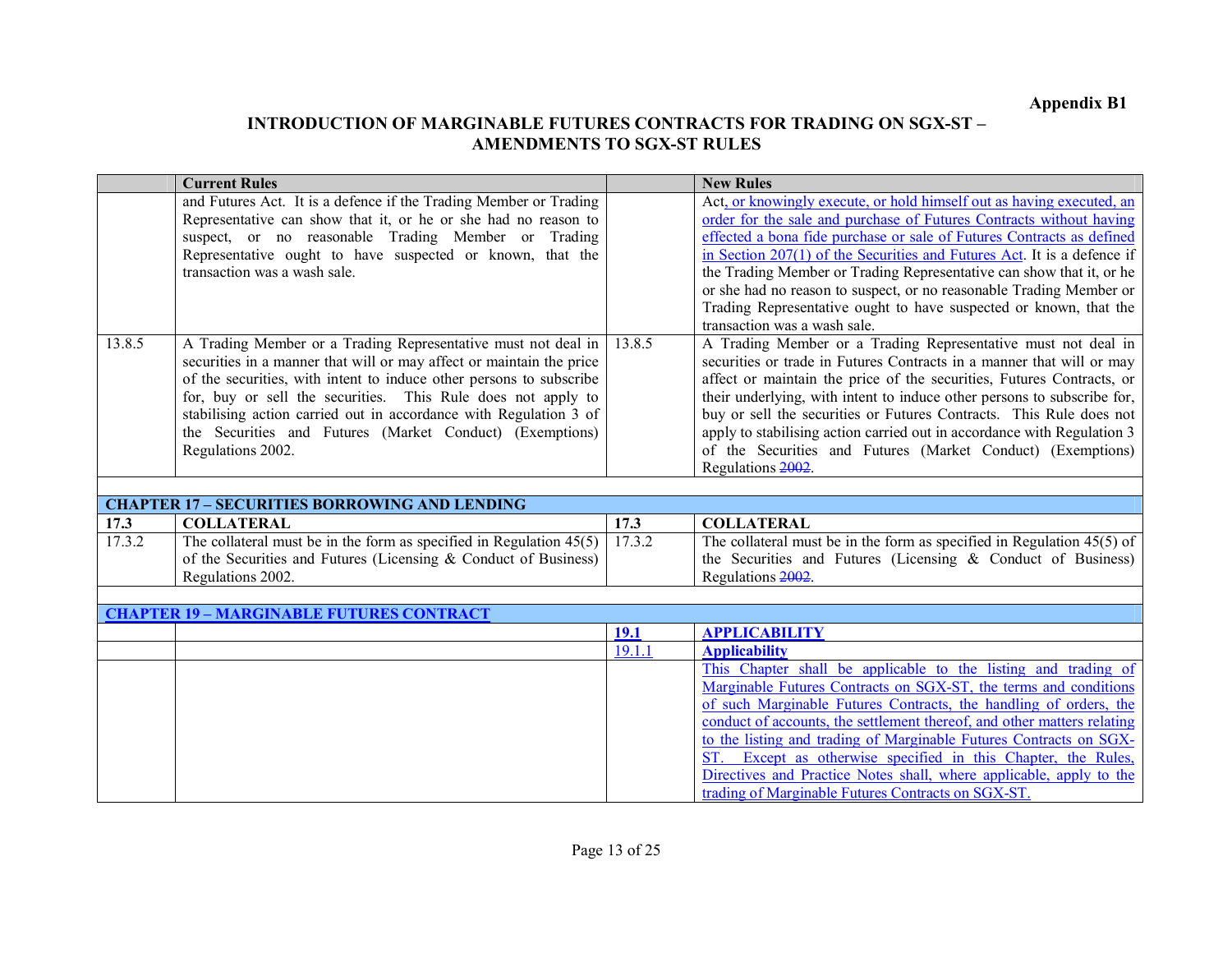**Appendix B1**

**INTRODUCTION OF MARGINABLE FUTURES CONTRACTS FOR TRADING ON SGX-ST – AMENDMENTS TO SGX-ST RULES**

| | **Current Rules** | | **New Rules** |
|---|---|---|---|
| | and Futures Act. It is a defence if the Trading Member or Trading Representative can show that it, or he or she had no reason to suspect, or no reasonable Trading Member or Trading Representative ought to have suspected or known, that the transaction was a wash sale. | | Act, or knowingly execute, or hold himself out as having executed, an order for the sale and purchase of Futures Contracts without having effected a bona fide purchase or sale of Futures Contracts as defined in Section 207(1) of the Securities and Futures Act. It is a defence if the Trading Member or Trading Representative can show that it, or he or she had no reason to suspect, or no reasonable Trading Member or Trading Representative ought to have suspected or known, that the transaction was a wash sale. |
| 13.8.5 | A Trading Member or a Trading Representative must not deal in securities in a manner that will or may affect or maintain the price of the securities, with intent to induce other persons to subscribe for, buy or sell the securities. This Rule does not apply to stabilising action carried out in accordance with Regulation 3 of the Securities and Futures (Market Conduct) (Exemptions) Regulations 2002. | 13.8.5 | A Trading Member or a Trading Representative must not deal in securities or trade in Futures Contracts in a manner that will or may affect or maintain the price of the securities, Futures Contracts, or their underlying, with intent to induce other persons to subscribe for, buy or sell the securities or Futures Contracts. This Rule does not apply to stabilising action carried out in accordance with Regulation 3 of the Securities and Futures (Market Conduct) (Exemptions) Regulations ~~2002~~. |
| | | | |
| **CHAPTER 17 – SECURITIES BORROWING AND LENDING** | | | |
| **17.3** | **COLLATERAL** | **17.3** | **COLLATERAL** |
| 17.3.2 | The collateral must be in the form as specified in Regulation 45(5) of the Securities and Futures (Licensing & Conduct of Business) Regulations 2002. | 17.3.2 | The collateral must be in the form as specified in Regulation 45(5) of the Securities and Futures (Licensing & Conduct of Business) Regulations ~~2002~~. |
| | | | |
| **CHAPTER 19 – MARGINABLE FUTURES CONTRACT** | | | |
| | | **19.1** | **APPLICABILITY** |
| | | 19.1.1 | **Applicability** |
| | | | This Chapter shall be applicable to the listing and trading of Marginable Futures Contracts on SGX-ST, the terms and conditions of such Marginable Futures Contracts, the handling of orders, the conduct of accounts, the settlement thereof, and other matters relating to the listing and trading of Marginable Futures Contracts on SGX-ST. Except as otherwise specified in this Chapter, the Rules, Directives and Practice Notes shall, where applicable, apply to the trading of Marginable Futures Contracts on SGX-ST. |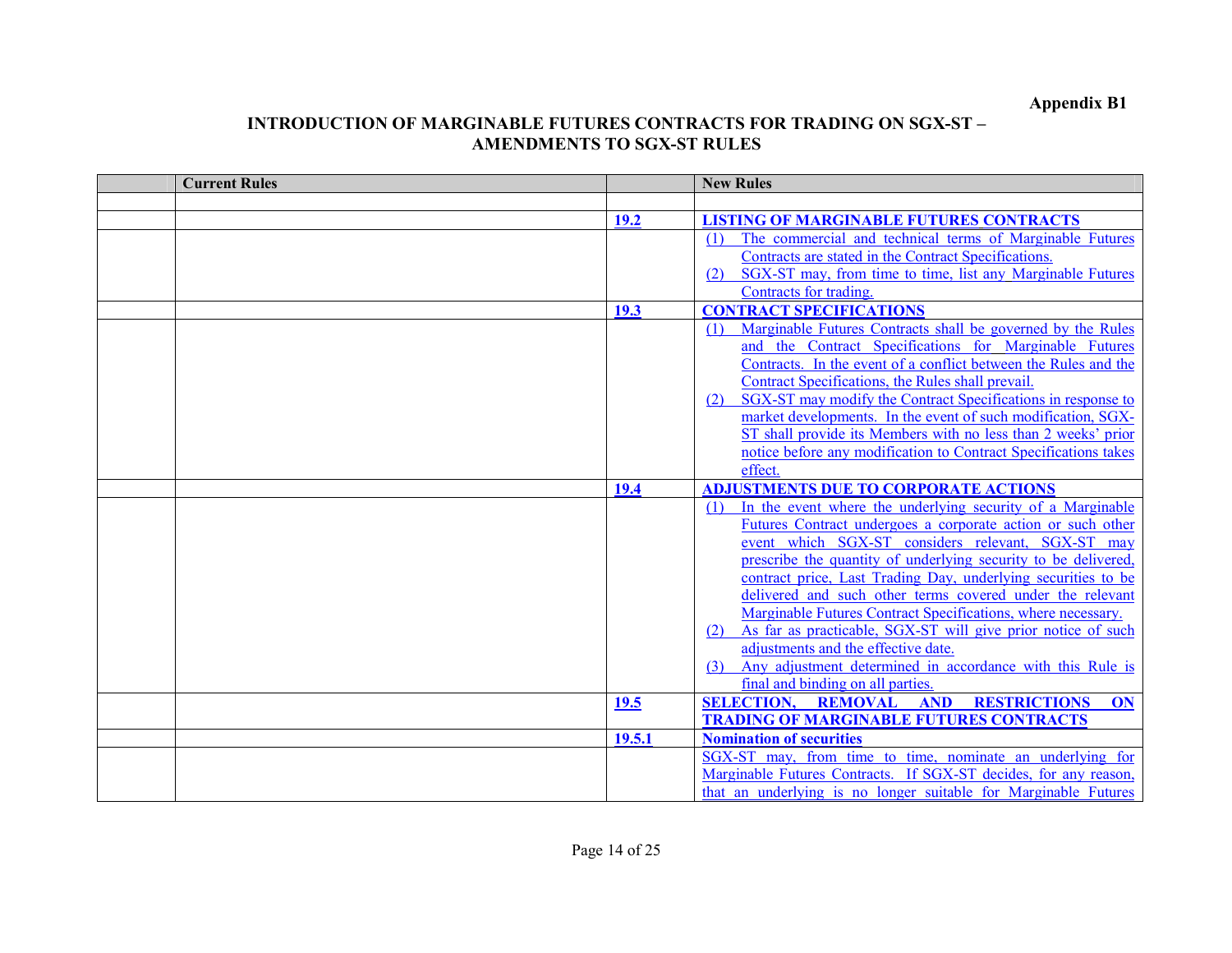**Appendix B1**

**INTRODUCTION OF MARGINABLE FUTURES CONTRACTS FOR TRADING ON SGX-ST – AMENDMENTS TO SGX-ST RULES**

| | Current Rules | | New Rules |
|---|---|---|---|
| | | | |
| | | **19.2** | **LISTING OF MARGINABLE FUTURES CONTRACTS** |
| | | | (1) The commercial and technical terms of Marginable Futures Contracts are stated in the Contract Specifications.<br>(2) SGX-ST may, from time to time, list any Marginable Futures Contracts for trading. |
| | | **19.3** | **CONTRACT SPECIFICATIONS** |
| | | | (1) Marginable Futures Contracts shall be governed by the Rules and the Contract Specifications for Marginable Futures Contracts. In the event of a conflict between the Rules and the Contract Specifications, the Rules shall prevail.<br>(2) SGX-ST may modify the Contract Specifications in response to market developments. In the event of such modification, SGX-ST shall provide its Members with no less than 2 weeks' prior notice before any modification to Contract Specifications takes effect. |
| | | **19.4** | **ADJUSTMENTS DUE TO CORPORATE ACTIONS** |
| | | | (1) In the event where the underlying security of a Marginable Futures Contract undergoes a corporate action or such other event which SGX-ST considers relevant, SGX-ST may prescribe the quantity of underlying security to be delivered, contract price, Last Trading Day, underlying securities to be delivered and such other terms covered under the relevant Marginable Futures Contract Specifications, where necessary.<br>(2) As far as practicable, SGX-ST will give prior notice of such adjustments and the effective date.<br>(3) Any adjustment determined in accordance with this Rule is final and binding on all parties. |
| | | **19.5** | **SELECTION, REMOVAL AND RESTRICTIONS ON TRADING OF MARGINABLE FUTURES CONTRACTS** |
| | | **19.5.1** | **Nomination of securities** |
| | | | SGX-ST may, from time to time, nominate an underlying for Marginable Futures Contracts. If SGX-ST decides, for any reason, that an underlying is no longer suitable for Marginable Futures |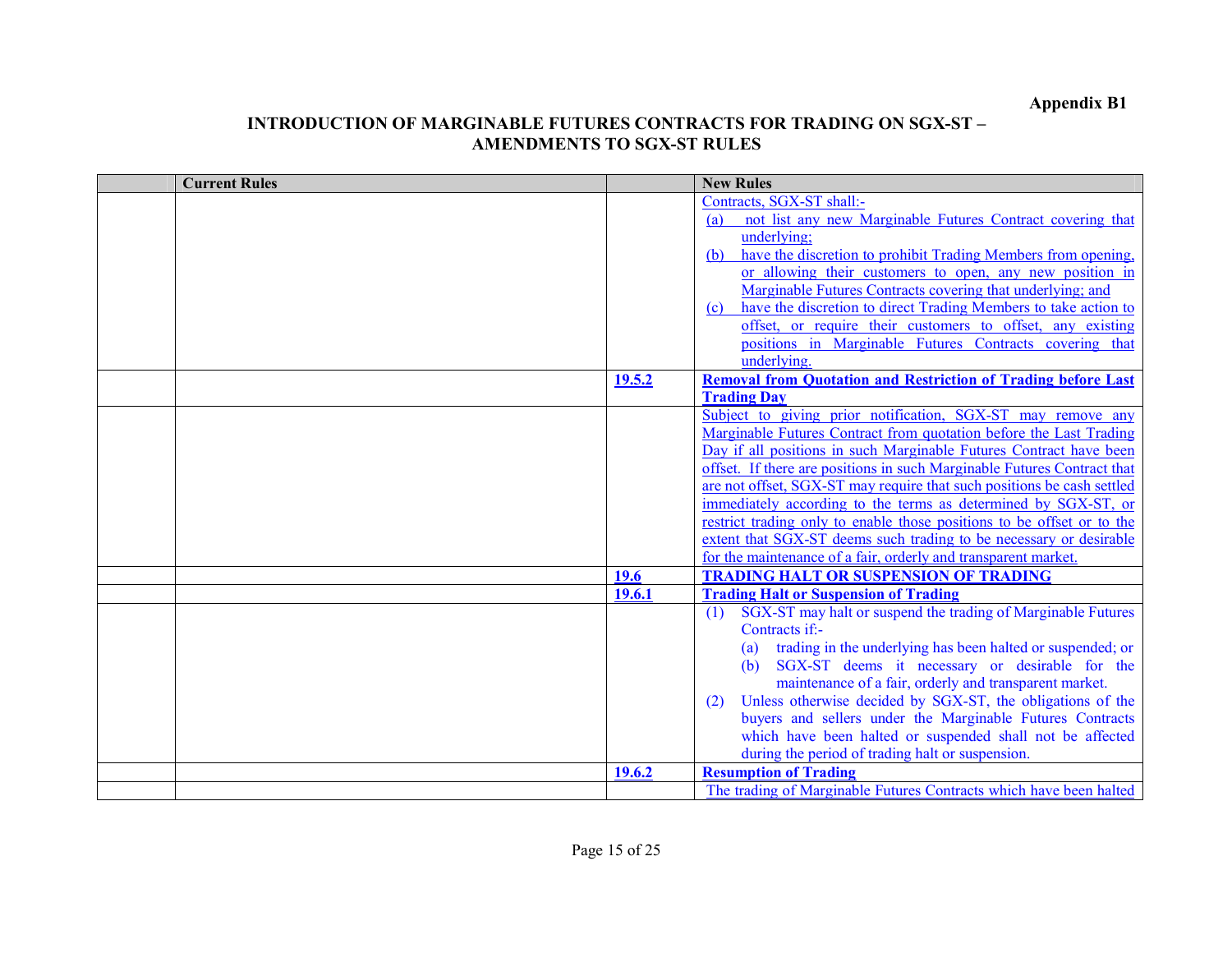**Appendix B1**

**INTRODUCTION OF MARGINABLE FUTURES CONTRACTS FOR TRADING ON SGX-ST – AMENDMENTS TO SGX-ST RULES**

| | Current Rules | | New Rules |
|---|---|---|---|
| | | | Contracts, SGX-ST shall:-<br>(a) not list any new Marginable Futures Contract covering that underlying;<br>(b) have the discretion to prohibit Trading Members from opening, or allowing their customers to open, any new position in Marginable Futures Contracts covering that underlying; and<br>(c) have the discretion to direct Trading Members to take action to offset, or require their customers to offset, any existing positions in Marginable Futures Contracts covering that underlying. |
| | | **19.5.2** | **Removal from Quotation and Restriction of Trading before Last Trading Day** |
| | | | Subject to giving prior notification, SGX-ST may remove any Marginable Futures Contract from quotation before the Last Trading Day if all positions in such Marginable Futures Contract have been offset. If there are positions in such Marginable Futures Contract that are not offset, SGX-ST may require that such positions be cash settled immediately according to the terms as determined by SGX-ST, or restrict trading only to enable those positions to be offset or to the extent that SGX-ST deems such trading to be necessary or desirable for the maintenance of a fair, orderly and transparent market. |
| | | **19.6** | **TRADING HALT OR SUSPENSION OF TRADING** |
| | | **19.6.1** | **Trading Halt or Suspension of Trading** |
| | | | (1) SGX-ST may halt or suspend the trading of Marginable Futures Contracts if:-<br>(a) trading in the underlying has been halted or suspended; or<br>(b) SGX-ST deems it necessary or desirable for the maintenance of a fair, orderly and transparent market.<br>(2) Unless otherwise decided by SGX-ST, the obligations of the buyers and sellers under the Marginable Futures Contracts which have been halted or suspended shall not be affected during the period of trading halt or suspension. |
| | | **19.6.2** | **Resumption of Trading** |
| | | | The trading of Marginable Futures Contracts which have been halted |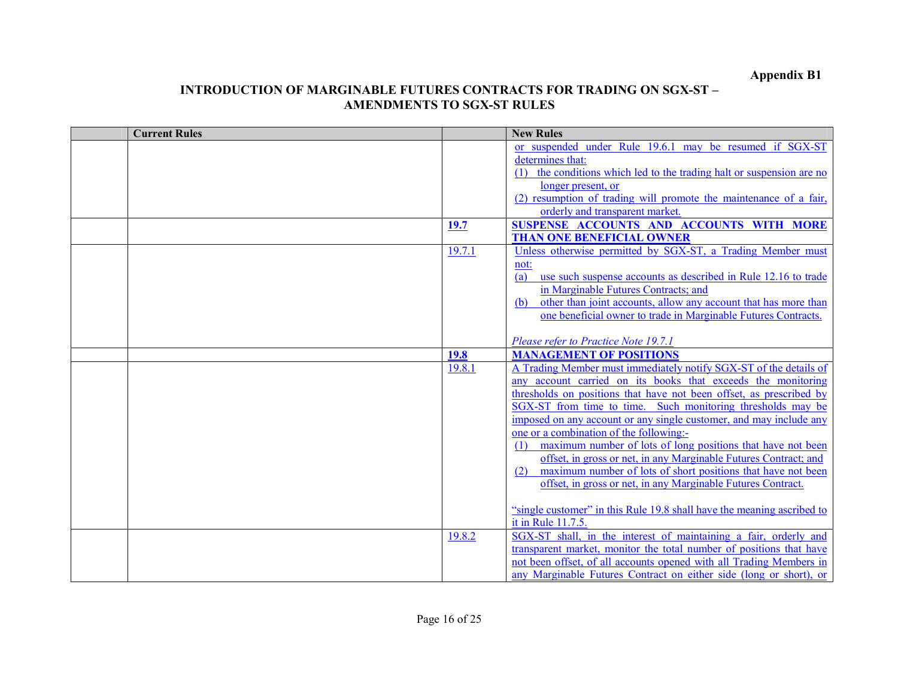**Appendix B1**

**INTRODUCTION OF MARGINABLE FUTURES CONTRACTS FOR TRADING ON SGX-ST – AMENDMENTS TO SGX-ST RULES**

| | Current Rules | | New Rules |
|---|---|---|---|
| | | | or suspended under Rule 19.6.1 may be resumed if SGX-ST determines that:<br>(1) the conditions which led to the trading halt or suspension are no longer present, or<br>(2) resumption of trading will promote the maintenance of a fair, orderly and transparent market. |
| | | **19.7** | **SUSPENSE ACCOUNTS AND ACCOUNTS WITH MORE THAN ONE BENEFICIAL OWNER** |
| | | 19.7.1 | Unless otherwise permitted by SGX-ST, a Trading Member must not:<br>(a) use such suspense accounts as described in Rule 12.16 to trade in Marginable Futures Contracts; and<br>(b) other than joint accounts, allow any account that has more than one beneficial owner to trade in Marginable Futures Contracts.<br><br>*Please refer to Practice Note 19.7.1* |
| | | **19.8** | **MANAGEMENT OF POSITIONS** |
| | | 19.8.1 | A Trading Member must immediately notify SGX-ST of the details of any account carried on its books that exceeds the monitoring thresholds on positions that have not been offset, as prescribed by SGX-ST from time to time. Such monitoring thresholds may be imposed on any account or any single customer, and may include any one or a combination of the following:-<br>(1) maximum number of lots of long positions that have not been offset, in gross or net, in any Marginable Futures Contract; and<br>(2) maximum number of lots of short positions that have not been offset, in gross or net, in any Marginable Futures Contract.<br><br>"single customer" in this Rule 19.8 shall have the meaning ascribed to it in Rule 11.7.5. |
| | | 19.8.2 | SGX-ST shall, in the interest of maintaining a fair, orderly and transparent market, monitor the total number of positions that have not been offset, of all accounts opened with all Trading Members in any Marginable Futures Contract on either side (long or short), or |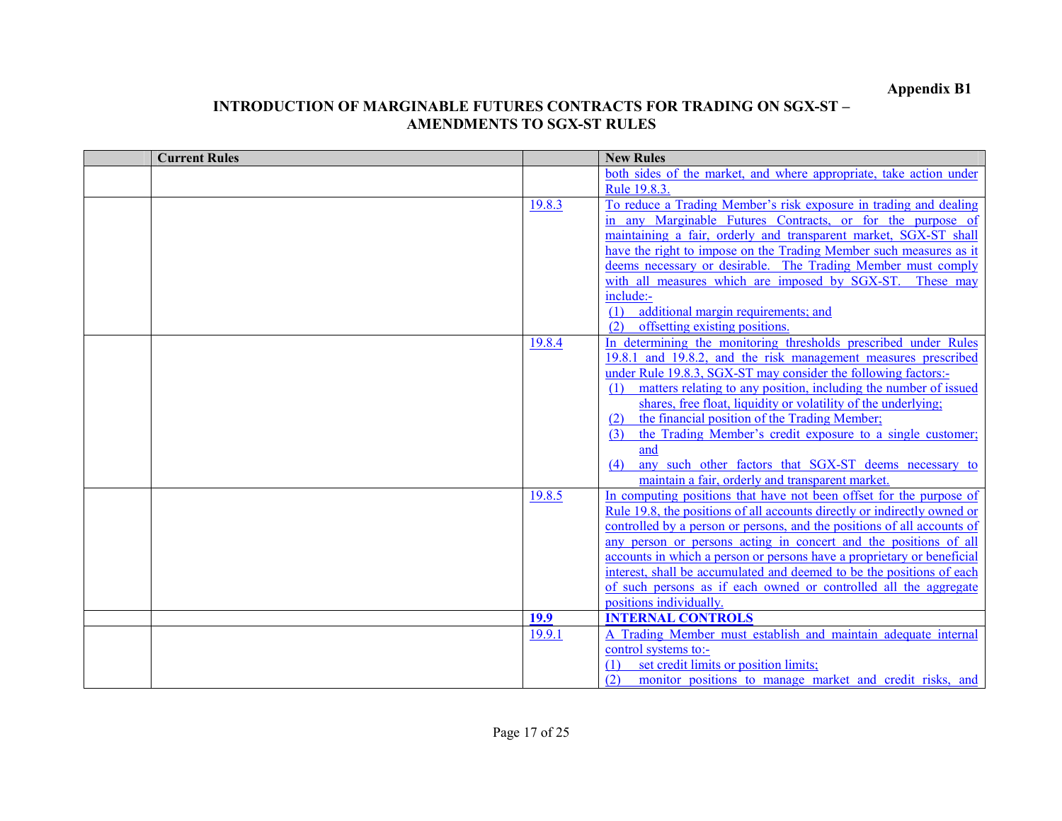**Appendix B1**

**INTRODUCTION OF MARGINABLE FUTURES CONTRACTS FOR TRADING ON SGX-ST – AMENDMENTS TO SGX-ST RULES**

| | Current Rules | | New Rules |
|---|---|---|---|
| | | | both sides of the market, and where appropriate, take action under Rule 19.8.3. |
| | | 19.8.3 | To reduce a Trading Member's risk exposure in trading and dealing in any Marginable Futures Contracts, or for the purpose of maintaining a fair, orderly and transparent market, SGX-ST shall have the right to impose on the Trading Member such measures as it deems necessary or desirable. The Trading Member must comply with all measures which are imposed by SGX-ST. These may include:-<br>(1) additional margin requirements; and<br>(2) offsetting existing positions. |
| | | 19.8.4 | In determining the monitoring thresholds prescribed under Rules 19.8.1 and 19.8.2, and the risk management measures prescribed under Rule 19.8.3, SGX-ST may consider the following factors:-<br>(1) matters relating to any position, including the number of issued shares, free float, liquidity or volatility of the underlying;<br>(2) the financial position of the Trading Member;<br>(3) the Trading Member's credit exposure to a single customer; and<br>(4) any such other factors that SGX-ST deems necessary to maintain a fair, orderly and transparent market. |
| | | 19.8.5 | In computing positions that have not been offset for the purpose of Rule 19.8, the positions of all accounts directly or indirectly owned or controlled by a person or persons, and the positions of all accounts of any person or persons acting in concert and the positions of all accounts in which a person or persons have a proprietary or beneficial interest, shall be accumulated and deemed to be the positions of each of such persons as if each owned or controlled all the aggregate positions individually. |
| | | **19.9** | **INTERNAL CONTROLS** |
| | | 19.9.1 | A Trading Member must establish and maintain adequate internal control systems to:-<br>(1) set credit limits or position limits;<br>(2) monitor positions to manage market and credit risks, and |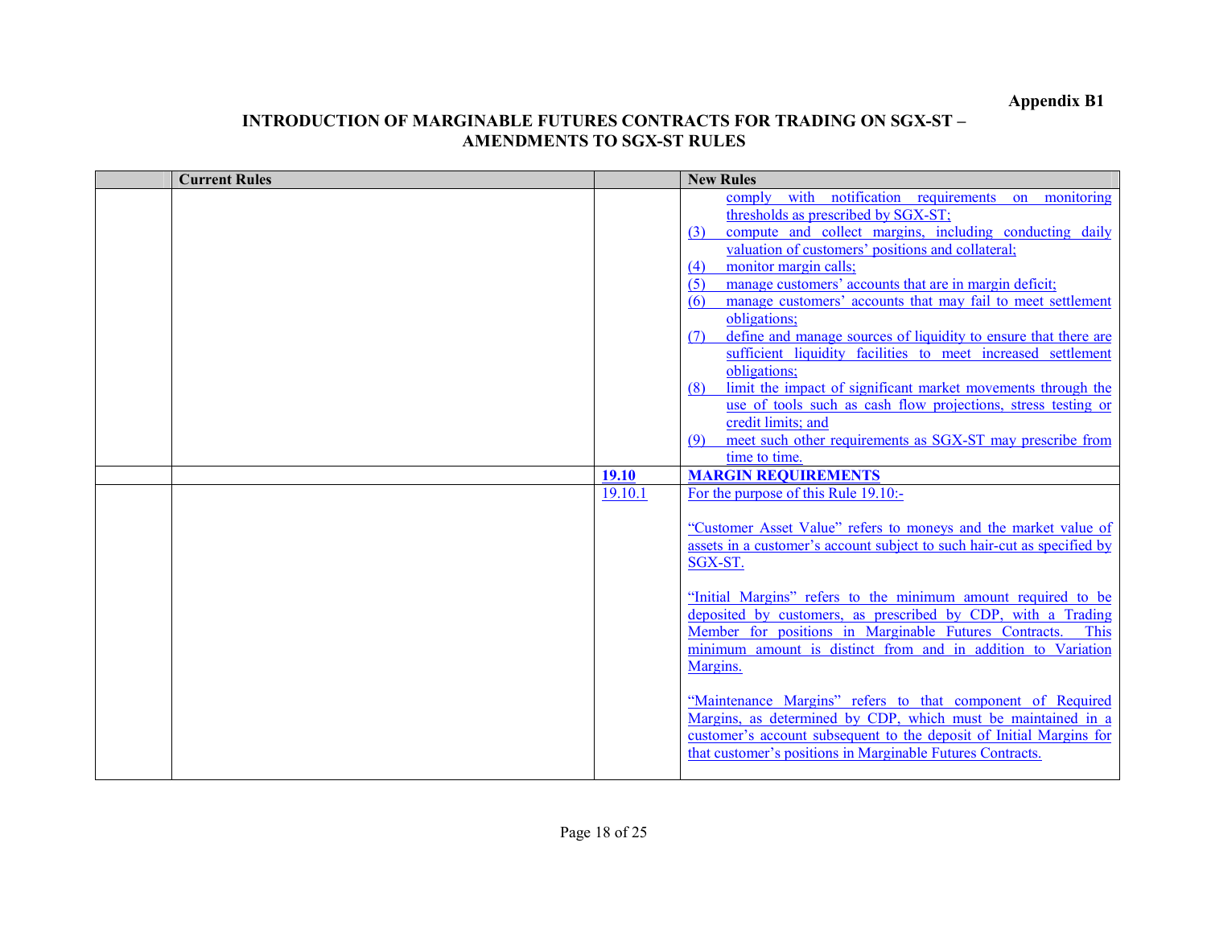**Appendix B1**

**INTRODUCTION OF MARGINABLE FUTURES CONTRACTS FOR TRADING ON SGX-ST – AMENDMENTS TO SGX-ST RULES**

| | Current Rules | | New Rules |
|---|---|---|---|
| | | | comply with notification requirements on monitoring thresholds as prescribed by SGX-ST;<br>(3) compute and collect margins, including conducting daily valuation of customers' positions and collateral;<br>(4) monitor margin calls;<br>(5) manage customers' accounts that are in margin deficit;<br>(6) manage customers' accounts that may fail to meet settlement obligations;<br>(7) define and manage sources of liquidity to ensure that there are sufficient liquidity facilities to meet increased settlement obligations;<br>(8) limit the impact of significant market movements through the use of tools such as cash flow projections, stress testing or credit limits; and<br>(9) meet such other requirements as SGX-ST may prescribe from time to time. |
| | | **19.10** | **MARGIN REQUIREMENTS** |
| | | 19.10.1 | For the purpose of this Rule 19.10:-<br><br>"Customer Asset Value" refers to moneys and the market value of assets in a customer's account subject to such hair-cut as specified by SGX-ST.<br><br>"Initial Margins" refers to the minimum amount required to be deposited by customers, as prescribed by CDP, with a Trading Member for positions in Marginable Futures Contracts. This minimum amount is distinct from and in addition to Variation Margins.<br><br>"Maintenance Margins" refers to that component of Required Margins, as determined by CDP, which must be maintained in a customer's account subsequent to the deposit of Initial Margins for that customer's positions in Marginable Futures Contracts. |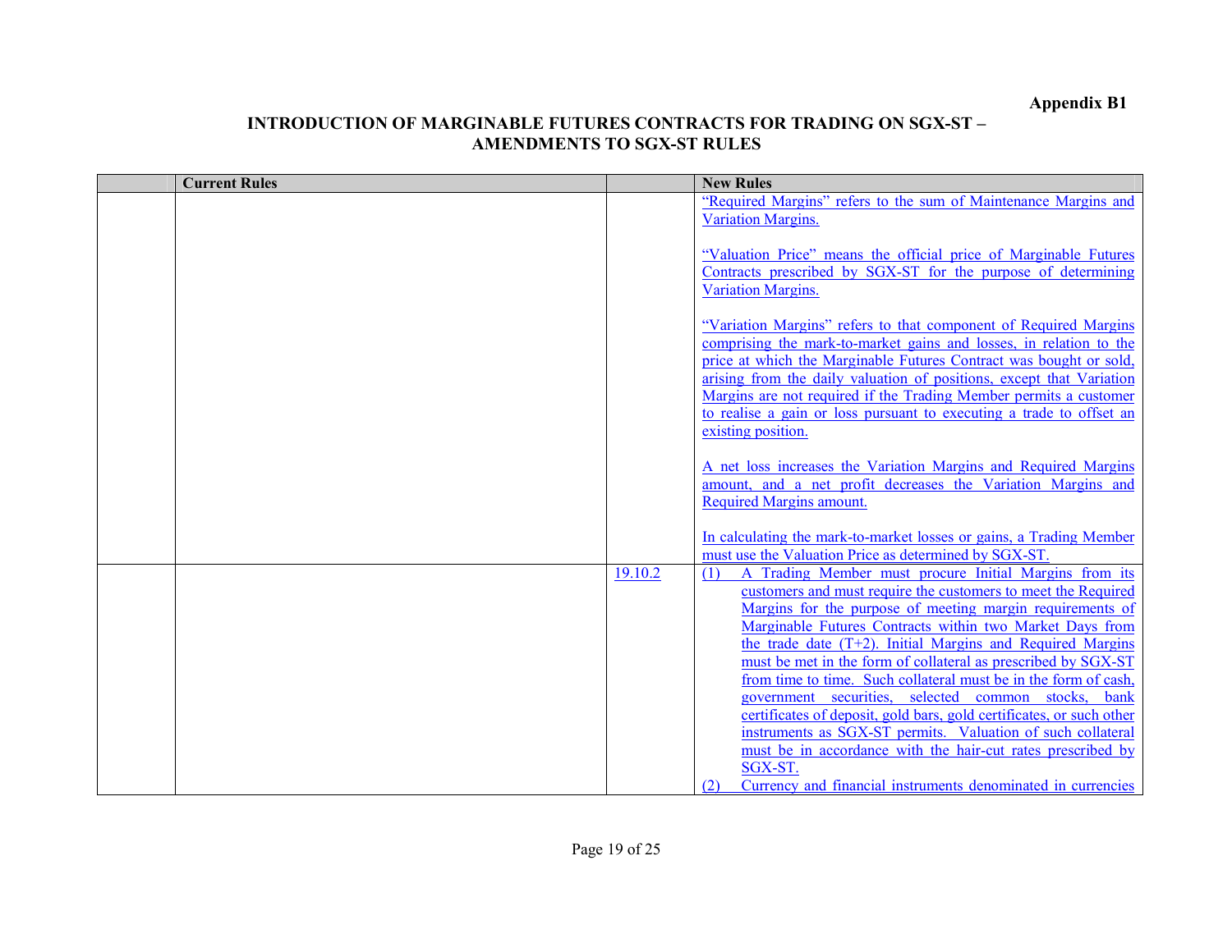**Appendix B1**

**INTRODUCTION OF MARGINABLE FUTURES CONTRACTS FOR TRADING ON SGX-ST – AMENDMENTS TO SGX-ST RULES**

| | Current Rules | | New Rules |
|---|---|---|---|
| | | | "Required Margins" refers to the sum of Maintenance Margins and Variation Margins.<br><br>"Valuation Price" means the official price of Marginable Futures Contracts prescribed by SGX-ST for the purpose of determining Variation Margins.<br><br>"Variation Margins" refers to that component of Required Margins comprising the mark-to-market gains and losses, in relation to the price at which the Marginable Futures Contract was bought or sold, arising from the daily valuation of positions, except that Variation Margins are not required if the Trading Member permits a customer to realise a gain or loss pursuant to executing a trade to offset an existing position.<br><br>A net loss increases the Variation Margins and Required Margins amount, and a net profit decreases the Variation Margins and Required Margins amount.<br><br>In calculating the mark-to-market losses or gains, a Trading Member must use the Valuation Price as determined by SGX-ST. |
| | | 19.10.2 | (1) A Trading Member must procure Initial Margins from its customers and must require the customers to meet the Required Margins for the purpose of meeting margin requirements of Marginable Futures Contracts within two Market Days from the trade date (T+2). Initial Margins and Required Margins must be met in the form of collateral as prescribed by SGX-ST from time to time. Such collateral must be in the form of cash, government securities, selected common stocks, bank certificates of deposit, gold bars, gold certificates, or such other instruments as SGX-ST permits. Valuation of such collateral must be in accordance with the hair-cut rates prescribed by SGX-ST.<br>(2) Currency and financial instruments denominated in currencies |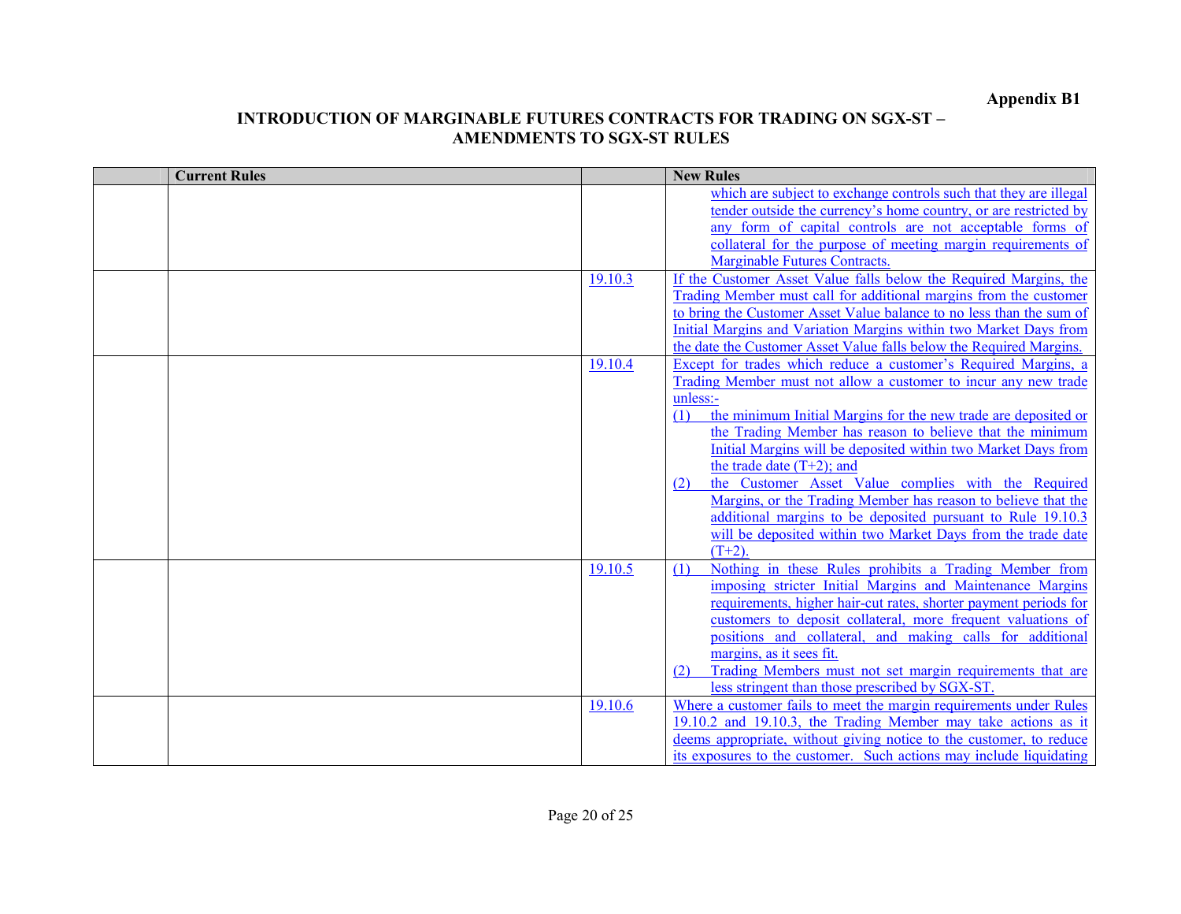**Appendix B1**

**INTRODUCTION OF MARGINABLE FUTURES CONTRACTS FOR TRADING ON SGX-ST – AMENDMENTS TO SGX-ST RULES**

| | Current Rules | | New Rules |
|---|---|---|---|
| | | | which are subject to exchange controls such that they are illegal tender outside the currency's home country, or are restricted by any form of capital controls are not acceptable forms of collateral for the purpose of meeting margin requirements of Marginable Futures Contracts. |
| | | 19.10.3 | If the Customer Asset Value falls below the Required Margins, the Trading Member must call for additional margins from the customer to bring the Customer Asset Value balance to no less than the sum of Initial Margins and Variation Margins within two Market Days from the date the Customer Asset Value falls below the Required Margins. |
| | | 19.10.4 | Except for trades which reduce a customer's Required Margins, a Trading Member must not allow a customer to incur any new trade unless:- (1) the minimum Initial Margins for the new trade are deposited or the Trading Member has reason to believe that the minimum Initial Margins will be deposited within two Market Days from the trade date (T+2); and (2) the Customer Asset Value complies with the Required Margins, or the Trading Member has reason to believe that the additional margins to be deposited pursuant to Rule 19.10.3 will be deposited within two Market Days from the trade date (T+2). |
| | | 19.10.5 | (1) Nothing in these Rules prohibits a Trading Member from imposing stricter Initial Margins and Maintenance Margins requirements, higher hair-cut rates, shorter payment periods for customers to deposit collateral, more frequent valuations of positions and collateral, and making calls for additional margins, as it sees fit. (2) Trading Members must not set margin requirements that are less stringent than those prescribed by SGX-ST. |
| | | 19.10.6 | Where a customer fails to meet the margin requirements under Rules 19.10.2 and 19.10.3, the Trading Member may take actions as it deems appropriate, without giving notice to the customer, to reduce its exposures to the customer. Such actions may include liquidating |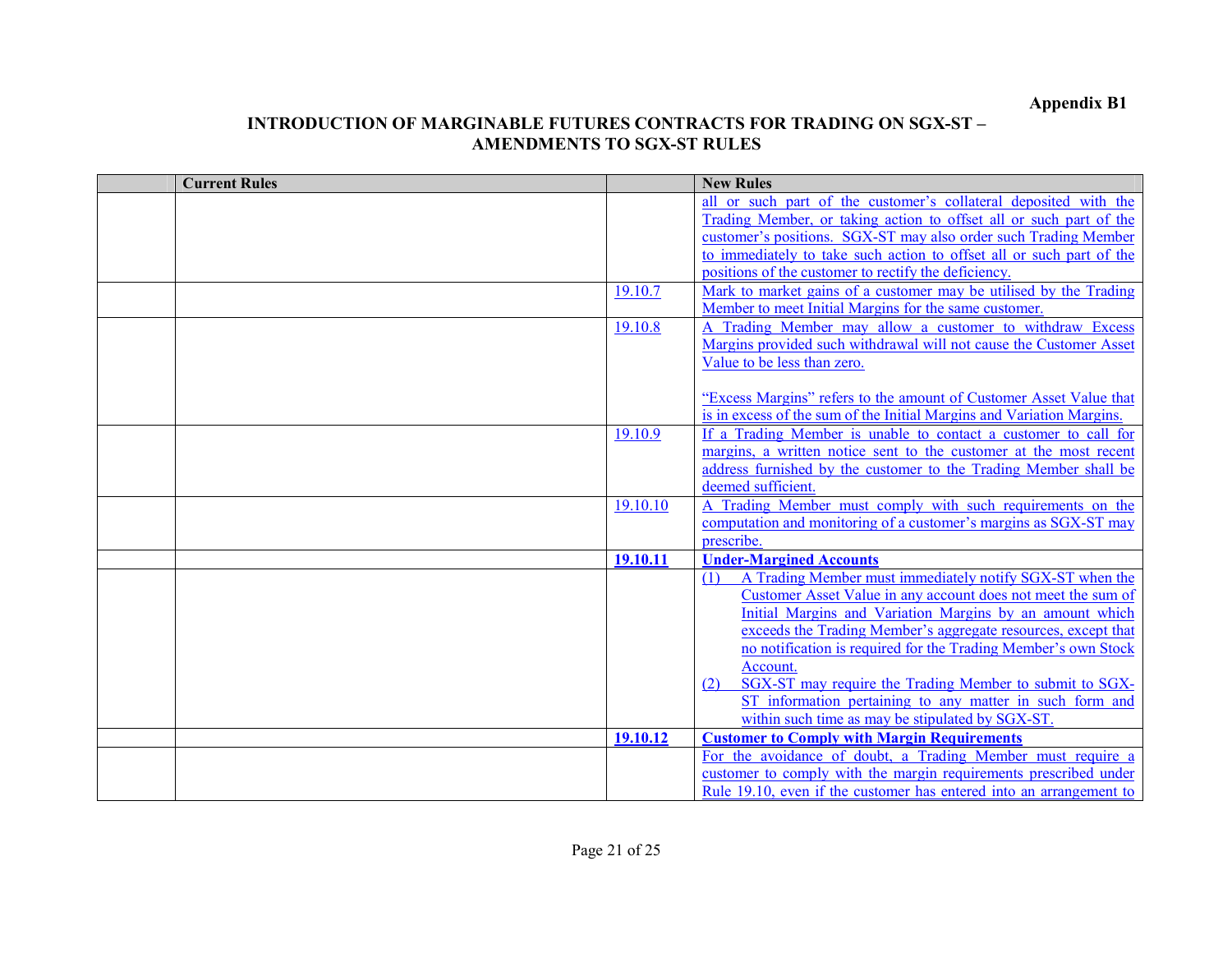**Appendix B1**

**INTRODUCTION OF MARGINABLE FUTURES CONTRACTS FOR TRADING ON SGX-ST – AMENDMENTS TO SGX-ST RULES**

| | Current Rules | | New Rules |
|---|---|---|---|
| | | | all or such part of the customer's collateral deposited with the Trading Member, or taking action to offset all or such part of the customer's positions. SGX-ST may also order such Trading Member to immediately to take such action to offset all or such part of the positions of the customer to rectify the deficiency. |
| | | 19.10.7 | Mark to market gains of a customer may be utilised by the Trading Member to meet Initial Margins for the same customer. |
| | | 19.10.8 | A Trading Member may allow a customer to withdraw Excess Margins provided such withdrawal will not cause the Customer Asset Value to be less than zero.<br><br>"Excess Margins" refers to the amount of Customer Asset Value that is in excess of the sum of the Initial Margins and Variation Margins. |
| | | 19.10.9 | If a Trading Member is unable to contact a customer to call for margins, a written notice sent to the customer at the most recent address furnished by the customer to the Trading Member shall be deemed sufficient. |
| | | 19.10.10 | A Trading Member must comply with such requirements on the computation and monitoring of a customer's margins as SGX-ST may prescribe. |
| | | **19.10.11** | **Under-Margined Accounts** |
| | | | (1) A Trading Member must immediately notify SGX-ST when the Customer Asset Value in any account does not meet the sum of Initial Margins and Variation Margins by an amount which exceeds the Trading Member's aggregate resources, except that no notification is required for the Trading Member's own Stock Account.<br>(2) SGX-ST may require the Trading Member to submit to SGX-ST information pertaining to any matter in such form and within such time as may be stipulated by SGX-ST. |
| | | **19.10.12** | **Customer to Comply with Margin Requirements** |
| | | | For the avoidance of doubt, a Trading Member must require a customer to comply with the margin requirements prescribed under Rule 19.10, even if the customer has entered into an arrangement to |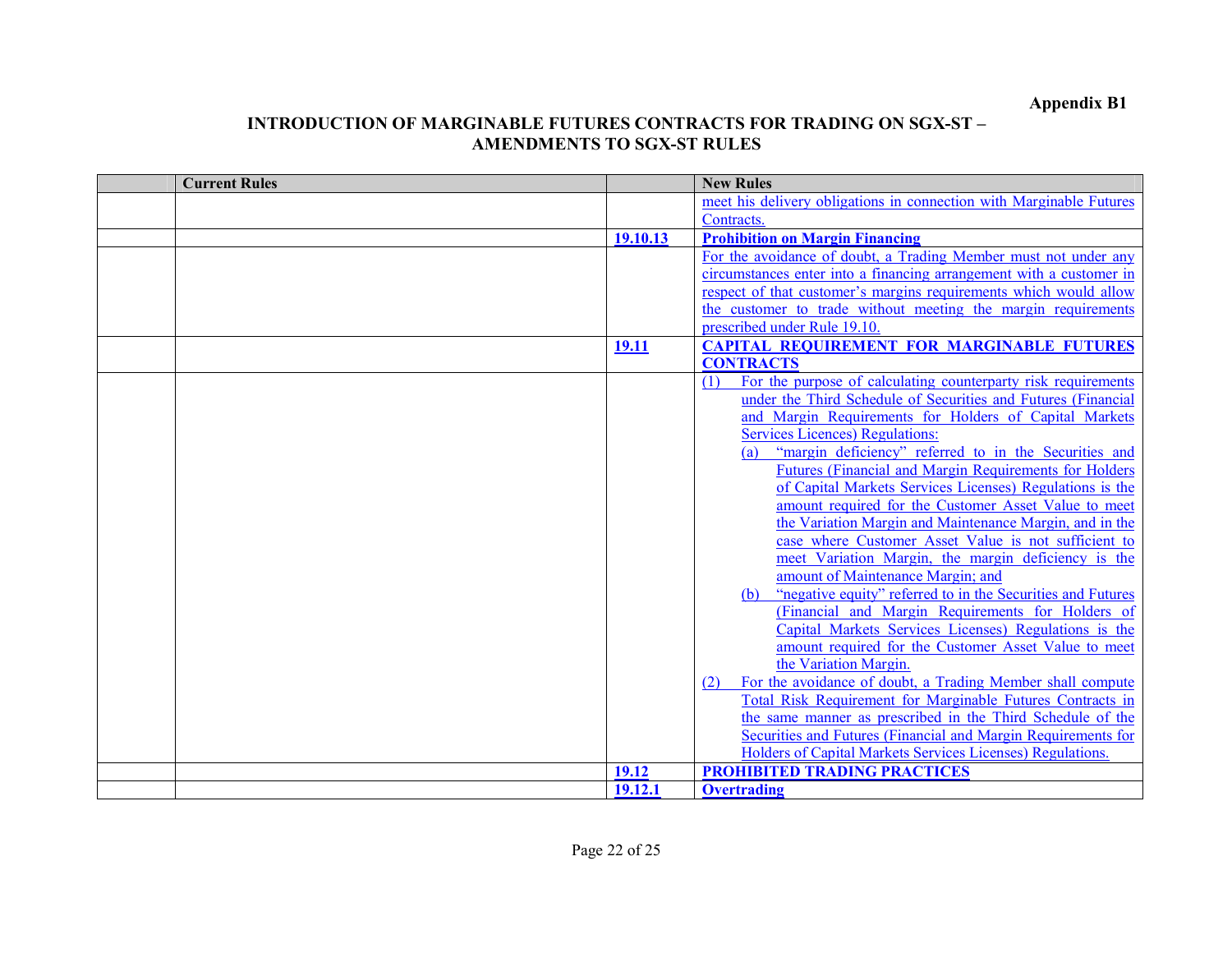**Appendix B1**

**INTRODUCTION OF MARGINABLE FUTURES CONTRACTS FOR TRADING ON SGX-ST – AMENDMENTS TO SGX-ST RULES**

| | Current Rules | | New Rules |
|---|---|---|---|
| | | | meet his delivery obligations in connection with Marginable Futures Contracts. |
| | | **19.10.13** | **Prohibition on Margin Financing** |
| | | | For the avoidance of doubt, a Trading Member must not under any circumstances enter into a financing arrangement with a customer in respect of that customer's margins requirements which would allow the customer to trade without meeting the margin requirements prescribed under Rule 19.10. |
| | | **19.11** | **CAPITAL REQUIREMENT FOR MARGINABLE FUTURES CONTRACTS** |
| | | | (1) For the purpose of calculating counterparty risk requirements under the Third Schedule of Securities and Futures (Financial and Margin Requirements for Holders of Capital Markets Services Licences) Regulations:<br>(a) "margin deficiency" referred to in the Securities and Futures (Financial and Margin Requirements for Holders of Capital Markets Services Licenses) Regulations is the amount required for the Customer Asset Value to meet the Variation Margin and Maintenance Margin, and in the case where Customer Asset Value is not sufficient to meet Variation Margin, the margin deficiency is the amount of Maintenance Margin; and<br>(b) "negative equity" referred to in the Securities and Futures (Financial and Margin Requirements for Holders of Capital Markets Services Licenses) Regulations is the amount required for the Customer Asset Value to meet the Variation Margin.<br>(2) For the avoidance of doubt, a Trading Member shall compute Total Risk Requirement for Marginable Futures Contracts in the same manner as prescribed in the Third Schedule of the Securities and Futures (Financial and Margin Requirements for Holders of Capital Markets Services Licenses) Regulations. |
| | | **19.12** | **PROHIBITED TRADING PRACTICES** |
| | | **19.12.1** | **Overtrading** |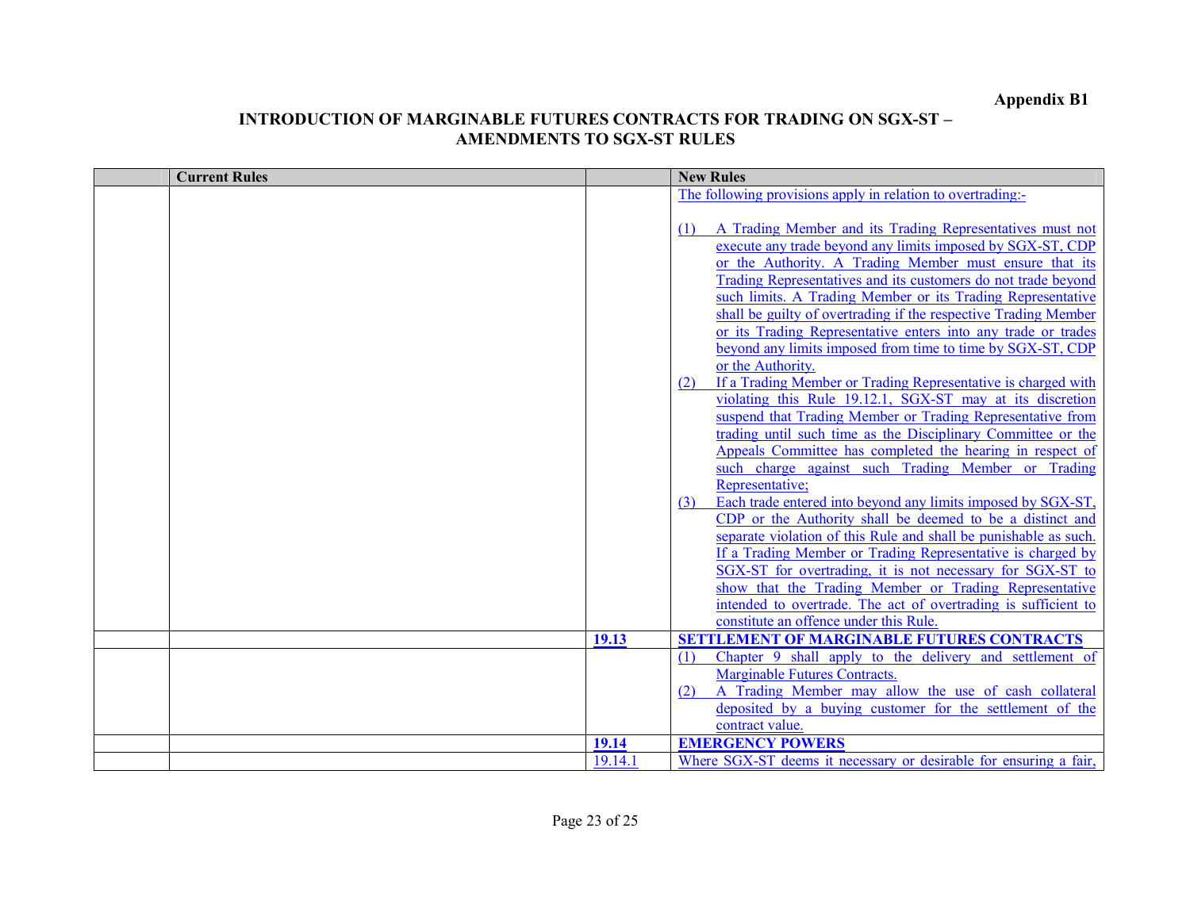**Appendix B1**

**INTRODUCTION OF MARGINABLE FUTURES CONTRACTS FOR TRADING ON SGX-ST – AMENDMENTS TO SGX-ST RULES**

| | Current Rules | | New Rules |
|---|---|---|---|
| | | | The following provisions apply in relation to overtrading:-<br><br>(1) A Trading Member and its Trading Representatives must not execute any trade beyond any limits imposed by SGX-ST, CDP or the Authority. A Trading Member must ensure that its Trading Representatives and its customers do not trade beyond such limits. A Trading Member or its Trading Representative shall be guilty of overtrading if the respective Trading Member or its Trading Representative enters into any trade or trades beyond any limits imposed from time to time by SGX-ST, CDP or the Authority.<br>(2) If a Trading Member or Trading Representative is charged with violating this Rule 19.12.1, SGX-ST may at its discretion suspend that Trading Member or Trading Representative from trading until such time as the Disciplinary Committee or the Appeals Committee has completed the hearing in respect of such charge against such Trading Member or Trading Representative;<br>(3) Each trade entered into beyond any limits imposed by SGX-ST, CDP or the Authority shall be deemed to be a distinct and separate violation of this Rule and shall be punishable as such. If a Trading Member or Trading Representative is charged by SGX-ST for overtrading, it is not necessary for SGX-ST to show that the Trading Member or Trading Representative intended to overtrade. The act of overtrading is sufficient to constitute an offence under this Rule. |
| | | **19.13** | **SETTLEMENT OF MARGINABLE FUTURES CONTRACTS** |
| | | | (1) Chapter 9 shall apply to the delivery and settlement of Marginable Futures Contracts.<br>(2) A Trading Member may allow the use of cash collateral deposited by a buying customer for the settlement of the contract value. |
| | | **19.14** | **EMERGENCY POWERS** |
| | | 19.14.1 | Where SGX-ST deems it necessary or desirable for ensuring a fair, |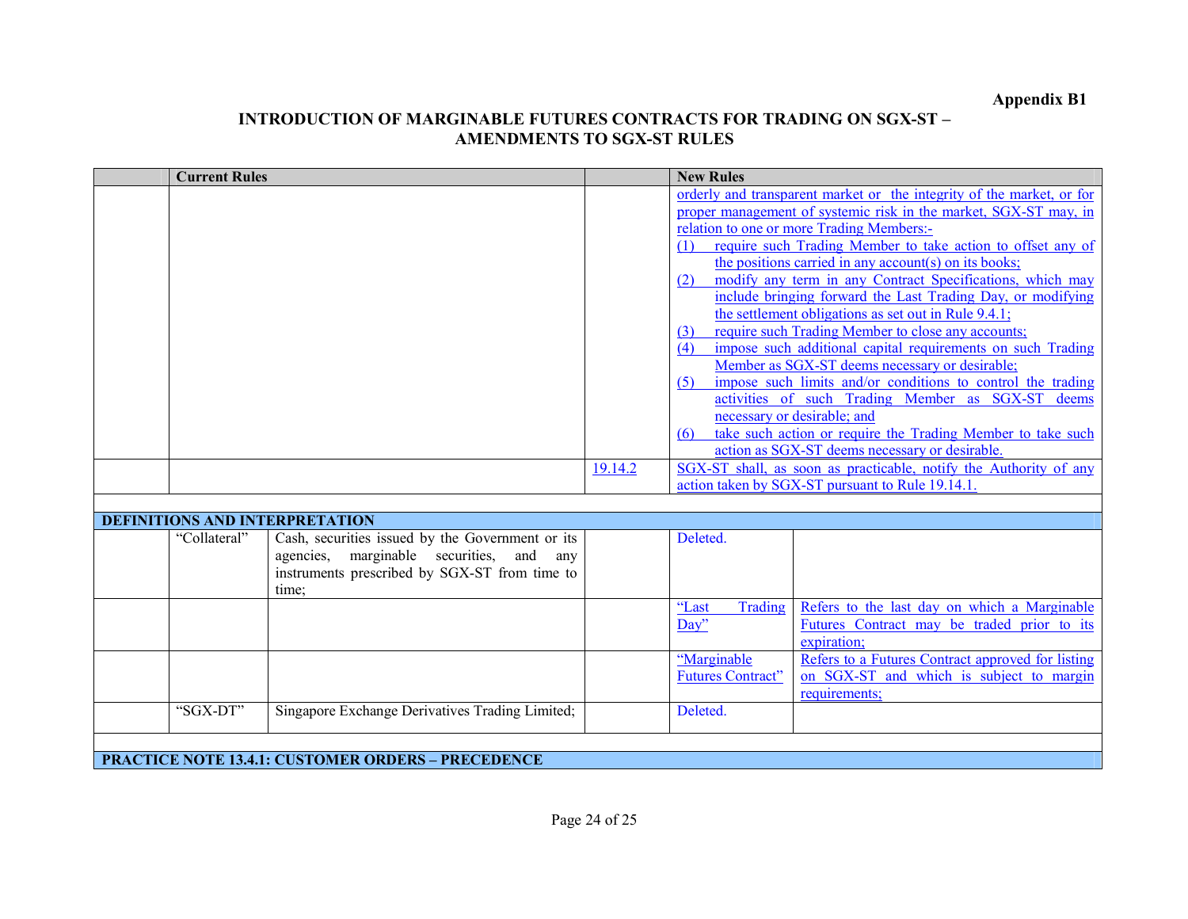**Appendix B1**

**INTRODUCTION OF MARGINABLE FUTURES CONTRACTS FOR TRADING ON SGX-ST – AMENDMENTS TO SGX-ST RULES**

| | **Current Rules** | | | **New Rules** | |
|---|---|---|---|---|---|
| | | | | orderly and transparent market or the integrity of the market, or for proper management of systemic risk in the market, SGX-ST may, in relation to one or more Trading Members:- (1) require such Trading Member to take action to offset any of the positions carried in any account(s) on its books; (2) modify any term in any Contract Specifications, which may include bringing forward the Last Trading Day, or modifying the settlement obligations as set out in Rule 9.4.1; (3) require such Trading Member to close any accounts; (4) impose such additional capital requirements on such Trading Member as SGX-ST deems necessary or desirable; (5) impose such limits and/or conditions to control the trading activities of such Trading Member as SGX-ST deems necessary or desirable; and (6) take such action or require the Trading Member to take such action as SGX-ST deems necessary or desirable. | |
| | | | 19.14.2 | SGX-ST shall, as soon as practicable, notify the Authority of any action taken by SGX-ST pursuant to Rule 19.14.1. | |
| | | | | | |
| **DEFINITIONS AND INTERPRETATION** | | | | | |
| | "Collateral" | Cash, securities issued by the Government or its agencies, marginable securities, and any instruments prescribed by SGX-ST from time to time; | | Deleted. | |
| | | | | "Last Trading Day" | Refers to the last day on which a Marginable Futures Contract may be traded prior to its expiration; |
| | | | | "Marginable Futures Contract" | Refers to a Futures Contract approved for listing on SGX-ST and which is subject to margin requirements; |
| | "SGX-DT" | Singapore Exchange Derivatives Trading Limited; | | Deleted. | |
| | | | | | |
| **PRACTICE NOTE 13.4.1: CUSTOMER ORDERS – PRECEDENCE** | | | | | |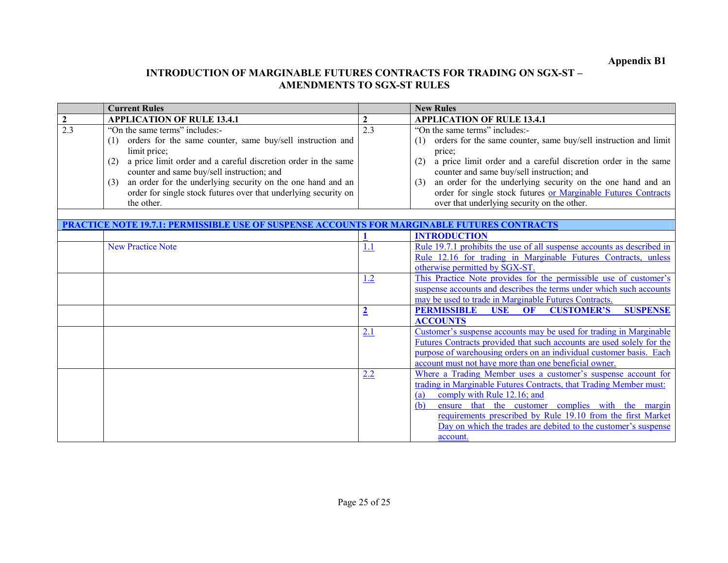Appendix B1

# INTRODUCTION OF MARGINABLE FUTURES CONTRACTS FOR TRADING ON SGX-ST – AMENDMENTS TO SGX-ST RULES

| | Current Rules | | New Rules |
|---|---|---|---|
| **2** | **APPLICATION OF RULE 13.4.1** | **2** | **APPLICATION OF RULE 13.4.1** |
| 2.3 | "On the same terms" includes:-<br>(1) orders for the same counter, same buy/sell instruction and limit price;<br>(2) a price limit order and a careful discretion order in the same counter and same buy/sell instruction; and<br>(3) an order for the underlying security on the one hand and an order for single stock futures over that underlying security on the other. | 2.3 | "On the same terms" includes:-<br>(1) orders for the same counter, same buy/sell instruction and limit price;<br>(2) a price limit order and a careful discretion order in the same counter and same buy/sell instruction; and<br>(3) an order for the underlying security on the one hand and an order for single stock futures or Marginable Futures Contracts over that underlying security on the other. |
| | | | |
| **PRACTICE NOTE 19.7.1: PERMISSIBLE USE OF SUSPENSE ACCOUNTS FOR MARGINABLE FUTURES CONTRACTS** | | | |
| | | **1** | **INTRODUCTION** |
| | New Practice Note | 1.1 | Rule 19.7.1 prohibits the use of all suspense accounts as described in Rule 12.16 for trading in Marginable Futures Contracts, unless otherwise permitted by SGX-ST. |
| | | 1.2 | This Practice Note provides for the permissible use of customer's suspense accounts and describes the terms under which such accounts may be used to trade in Marginable Futures Contracts. |
| | | **2** | **PERMISSIBLE USE OF CUSTOMER'S SUSPENSE ACCOUNTS** |
| | | 2.1 | Customer's suspense accounts may be used for trading in Marginable Futures Contracts provided that such accounts are used solely for the purpose of warehousing orders on an individual customer basis. Each account must not have more than one beneficial owner. |
| | | 2.2 | Where a Trading Member uses a customer's suspense account for trading in Marginable Futures Contracts, that Trading Member must:<br>(a) comply with Rule 12.16; and<br>(b) ensure that the customer complies with the margin requirements prescribed by Rule 19.10 from the first Market Day on which the trades are debited to the customer's suspense account. |